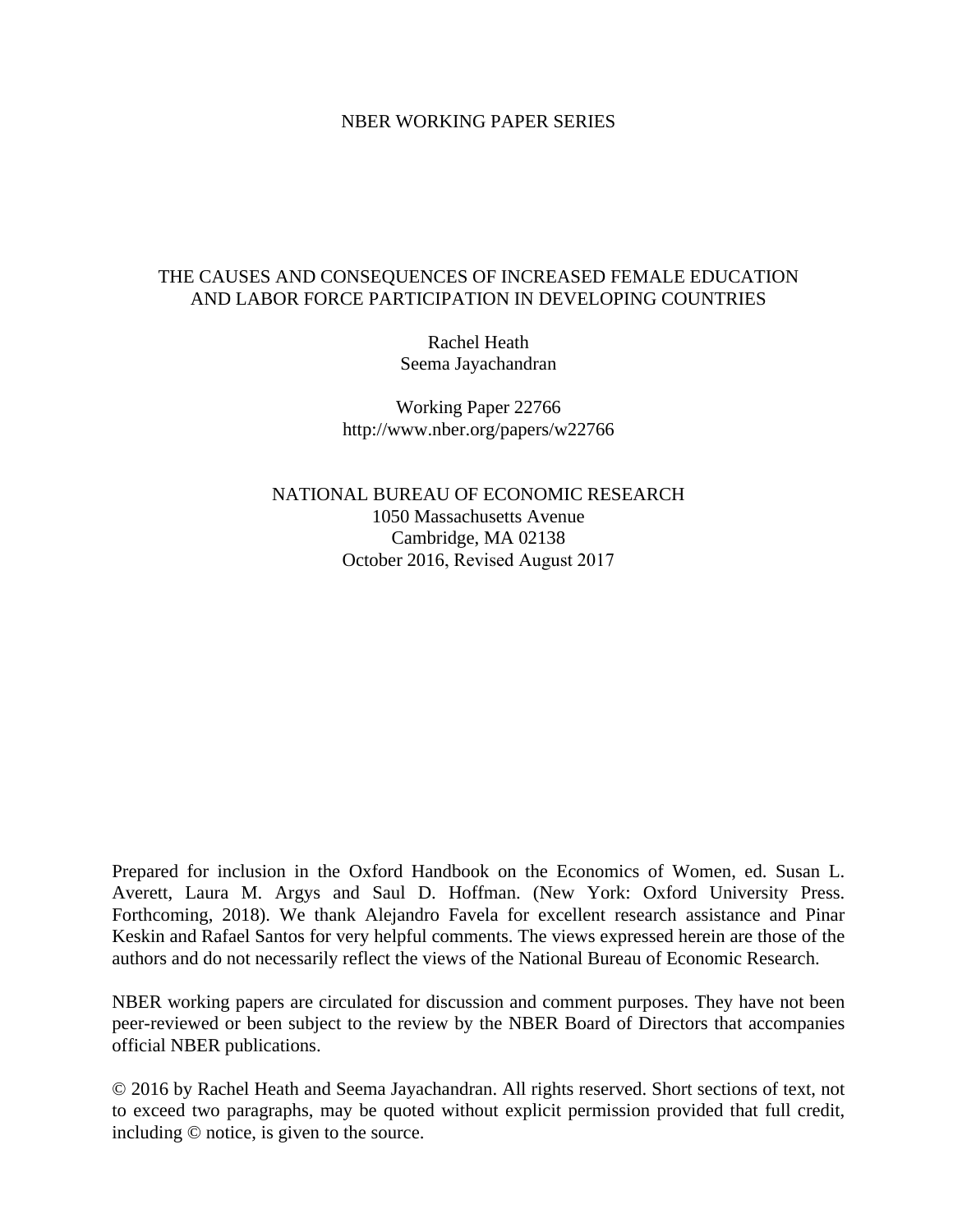NBER WORKING PAPER SERIES

# THE CAUSES AND CONSEQUENCES OF INCREASED FEMALE EDUCATION AND LABOR FORCE PARTICIPATION IN DEVELOPING COUNTRIES

Rachel Heath
Seema Jayachandran

Working Paper 22766
http://www.nber.org/papers/w22766

NATIONAL BUREAU OF ECONOMIC RESEARCH
1050 Massachusetts Avenue
Cambridge, MA 02138
October 2016, Revised August 2017

Prepared for inclusion in the Oxford Handbook on the Economics of Women, ed. Susan L. Averett, Laura M. Argys and Saul D. Hoffman. (New York: Oxford University Press. Forthcoming, 2018). We thank Alejandro Favela for excellent research assistance and Pinar Keskin and Rafael Santos for very helpful comments. The views expressed herein are those of the authors and do not necessarily reflect the views of the National Bureau of Economic Research.

NBER working papers are circulated for discussion and comment purposes. They have not been peer-reviewed or been subject to the review by the NBER Board of Directors that accompanies official NBER publications.

© 2016 by Rachel Heath and Seema Jayachandran. All rights reserved. Short sections of text, not to exceed two paragraphs, may be quoted without explicit permission provided that full credit, including © notice, is given to the source.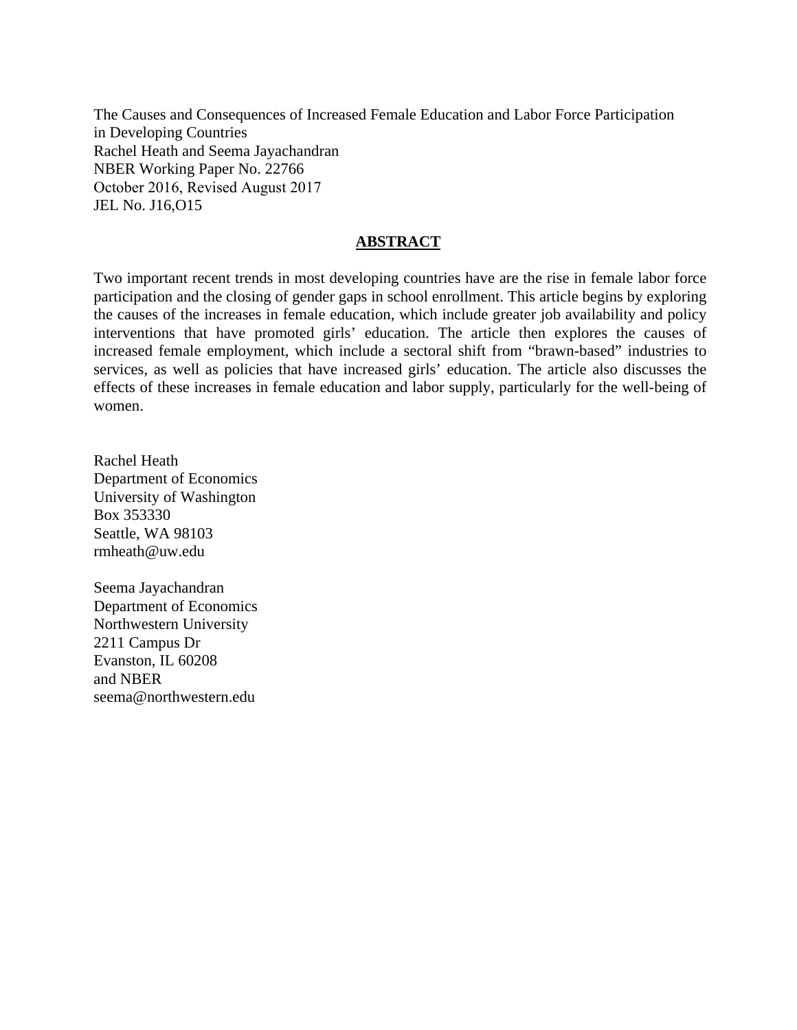The Causes and Consequences of Increased Female Education and Labor Force Participation in Developing Countries
Rachel Heath and Seema Jayachandran
NBER Working Paper No. 22766
October 2016, Revised August 2017
JEL No. J16,O15

## ABSTRACT

Two important recent trends in most developing countries have are the rise in female labor force participation and the closing of gender gaps in school enrollment. This article begins by exploring the causes of the increases in female education, which include greater job availability and policy interventions that have promoted girls' education. The article then explores the causes of increased female employment, which include a sectoral shift from "brawn-based" industries to services, as well as policies that have increased girls' education. The article also discusses the effects of these increases in female education and labor supply, particularly for the well-being of women.

Rachel Heath
Department of Economics
University of Washington
Box 353330
Seattle, WA 98103
rmheath@uw.edu

Seema Jayachandran
Department of Economics
Northwestern University
2211 Campus Dr
Evanston, IL 60208
and NBER
seema@northwestern.edu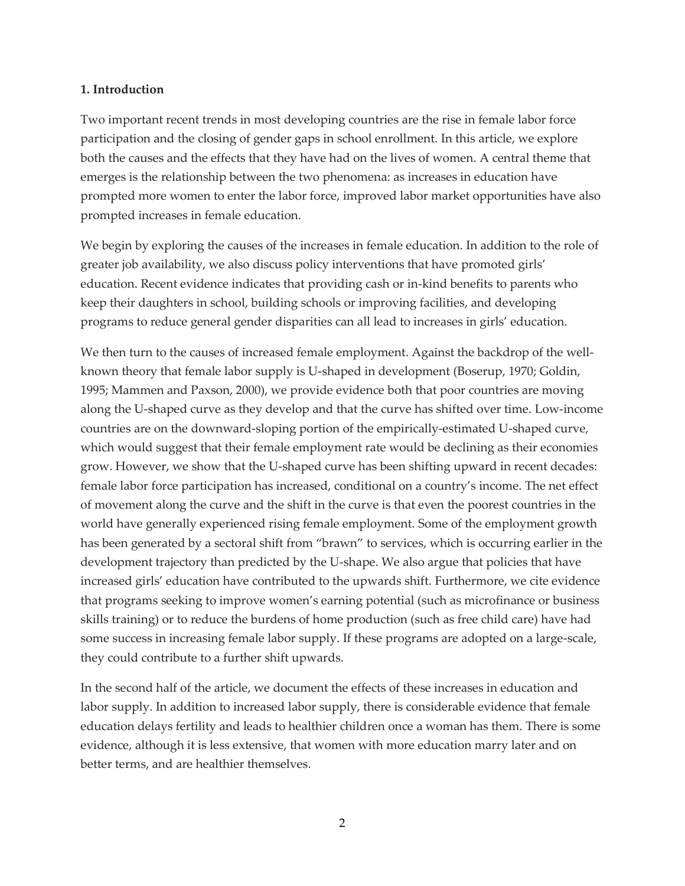### 1. Introduction

Two important recent trends in most developing countries are the rise in female labor force participation and the closing of gender gaps in school enrollment. In this article, we explore both the causes and the effects that they have had on the lives of women. A central theme that emerges is the relationship between the two phenomena: as increases in education have prompted more women to enter the labor force, improved labor market opportunities have also prompted increases in female education.

We begin by exploring the causes of the increases in female education. In addition to the role of greater job availability, we also discuss policy interventions that have promoted girls' education. Recent evidence indicates that providing cash or in-kind benefits to parents who keep their daughters in school, building schools or improving facilities, and developing programs to reduce general gender disparities can all lead to increases in girls' education.

We then turn to the causes of increased female employment. Against the backdrop of the well-known theory that female labor supply is U-shaped in development (Boserup, 1970; Goldin, 1995; Mammen and Paxson, 2000), we provide evidence both that poor countries are moving along the U-shaped curve as they develop and that the curve has shifted over time. Low-income countries are on the downward-sloping portion of the empirically-estimated U-shaped curve, which would suggest that their female employment rate would be declining as their economies grow. However, we show that the U-shaped curve has been shifting upward in recent decades: female labor force participation has increased, conditional on a country's income. The net effect of movement along the curve and the shift in the curve is that even the poorest countries in the world have generally experienced rising female employment. Some of the employment growth has been generated by a sectoral shift from "brawn" to services, which is occurring earlier in the development trajectory than predicted by the U-shape. We also argue that policies that have increased girls' education have contributed to the upwards shift. Furthermore, we cite evidence that programs seeking to improve women's earning potential (such as microfinance or business skills training) or to reduce the burdens of home production (such as free child care) have had some success in increasing female labor supply. If these programs are adopted on a large-scale, they could contribute to a further shift upwards.

In the second half of the article, we document the effects of these increases in education and labor supply. In addition to increased labor supply, there is considerable evidence that female education delays fertility and leads to healthier children once a woman has them. There is some evidence, although it is less extensive, that women with more education marry later and on better terms, and are healthier themselves.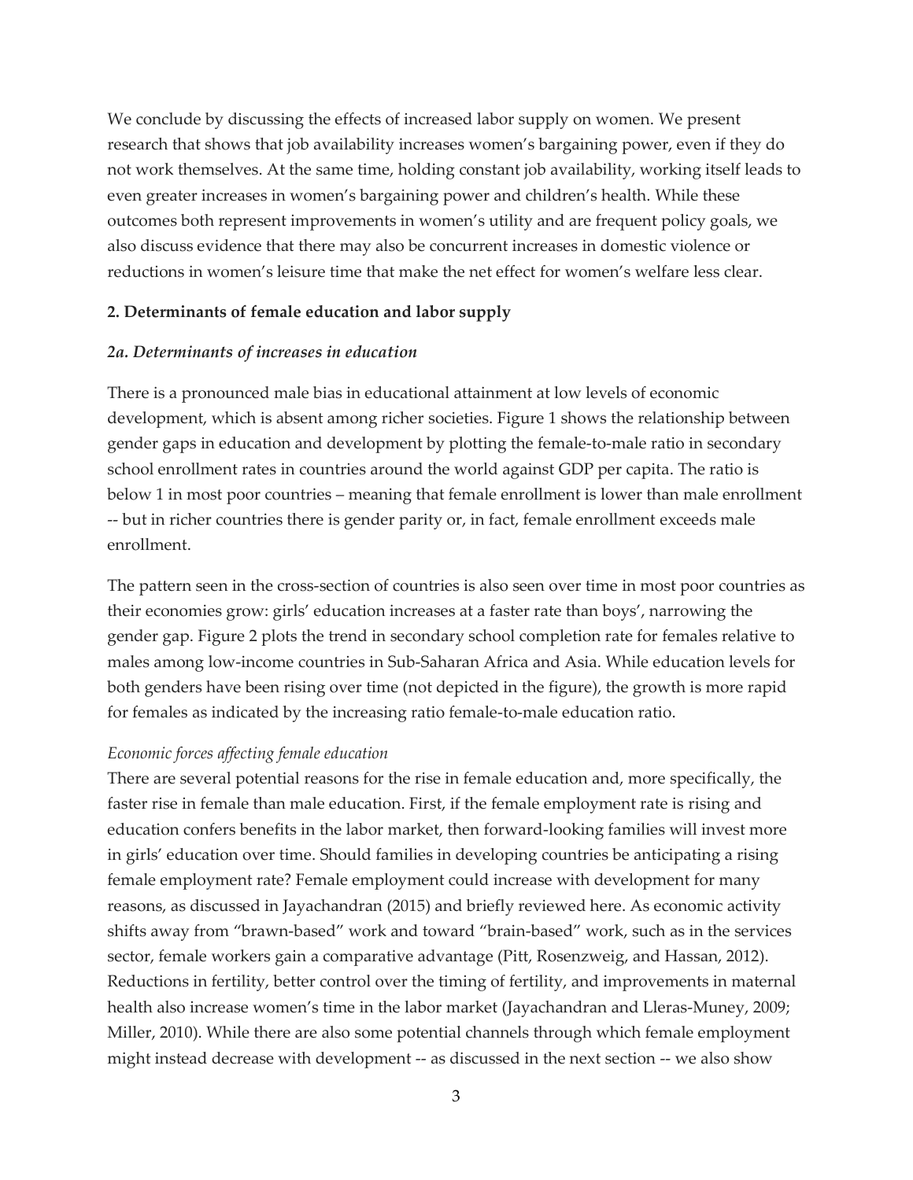We conclude by discussing the effects of increased labor supply on women. We present research that shows that job availability increases women's bargaining power, even if they do not work themselves. At the same time, holding constant job availability, working itself leads to even greater increases in women's bargaining power and children's health. While these outcomes both represent improvements in women's utility and are frequent policy goals, we also discuss evidence that there may also be concurrent increases in domestic violence or reductions in women's leisure time that make the net effect for women's welfare less clear.

## 2. Determinants of female education and labor supply

### *2a. Determinants of increases in education*

There is a pronounced male bias in educational attainment at low levels of economic development, which is absent among richer societies. Figure 1 shows the relationship between gender gaps in education and development by plotting the female-to-male ratio in secondary school enrollment rates in countries around the world against GDP per capita. The ratio is below 1 in most poor countries – meaning that female enrollment is lower than male enrollment -- but in richer countries there is gender parity or, in fact, female enrollment exceeds male enrollment.

The pattern seen in the cross-section of countries is also seen over time in most poor countries as their economies grow: girls' education increases at a faster rate than boys', narrowing the gender gap. Figure 2 plots the trend in secondary school completion rate for females relative to males among low-income countries in Sub-Saharan Africa and Asia. While education levels for both genders have been rising over time (not depicted in the figure), the growth is more rapid for females as indicated by the increasing ratio female-to-male education ratio.

*Economic forces affecting female education*

There are several potential reasons for the rise in female education and, more specifically, the faster rise in female than male education. First, if the female employment rate is rising and education confers benefits in the labor market, then forward-looking families will invest more in girls' education over time. Should families in developing countries be anticipating a rising female employment rate? Female employment could increase with development for many reasons, as discussed in Jayachandran (2015) and briefly reviewed here. As economic activity shifts away from "brawn-based" work and toward "brain-based" work, such as in the services sector, female workers gain a comparative advantage (Pitt, Rosenzweig, and Hassan, 2012). Reductions in fertility, better control over the timing of fertility, and improvements in maternal health also increase women's time in the labor market (Jayachandran and Lleras-Muney, 2009; Miller, 2010). While there are also some potential channels through which female employment might instead decrease with development -- as discussed in the next section -- we also show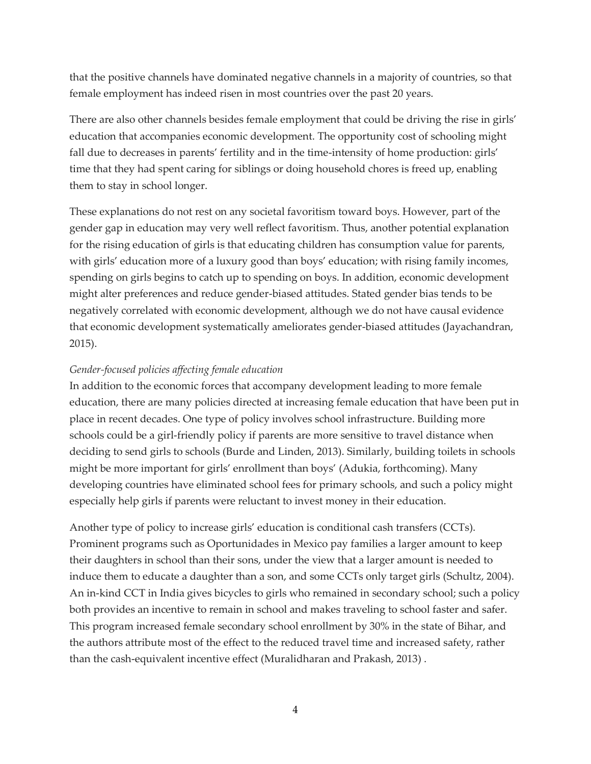that the positive channels have dominated negative channels in a majority of countries, so that female employment has indeed risen in most countries over the past 20 years.

There are also other channels besides female employment that could be driving the rise in girls' education that accompanies economic development. The opportunity cost of schooling might fall due to decreases in parents' fertility and in the time-intensity of home production: girls' time that they had spent caring for siblings or doing household chores is freed up, enabling them to stay in school longer.

These explanations do not rest on any societal favoritism toward boys. However, part of the gender gap in education may very well reflect favoritism. Thus, another potential explanation for the rising education of girls is that educating children has consumption value for parents, with girls' education more of a luxury good than boys' education; with rising family incomes, spending on girls begins to catch up to spending on boys. In addition, economic development might alter preferences and reduce gender-biased attitudes. Stated gender bias tends to be negatively correlated with economic development, although we do not have causal evidence that economic development systematically ameliorates gender-biased attitudes (Jayachandran, 2015).

*Gender-focused policies affecting female education*

In addition to the economic forces that accompany development leading to more female education, there are many policies directed at increasing female education that have been put in place in recent decades. One type of policy involves school infrastructure. Building more schools could be a girl-friendly policy if parents are more sensitive to travel distance when deciding to send girls to schools (Burde and Linden, 2013). Similarly, building toilets in schools might be more important for girls' enrollment than boys' (Adukia, forthcoming). Many developing countries have eliminated school fees for primary schools, and such a policy might especially help girls if parents were reluctant to invest money in their education.

Another type of policy to increase girls' education is conditional cash transfers (CCTs). Prominent programs such as Oportunidades in Mexico pay families a larger amount to keep their daughters in school than their sons, under the view that a larger amount is needed to induce them to educate a daughter than a son, and some CCTs only target girls (Schultz, 2004). An in-kind CCT in India gives bicycles to girls who remained in secondary school; such a policy both provides an incentive to remain in school and makes traveling to school faster and safer. This program increased female secondary school enrollment by 30% in the state of Bihar, and the authors attribute most of the effect to the reduced travel time and increased safety, rather than the cash-equivalent incentive effect (Muralidharan and Prakash, 2013) .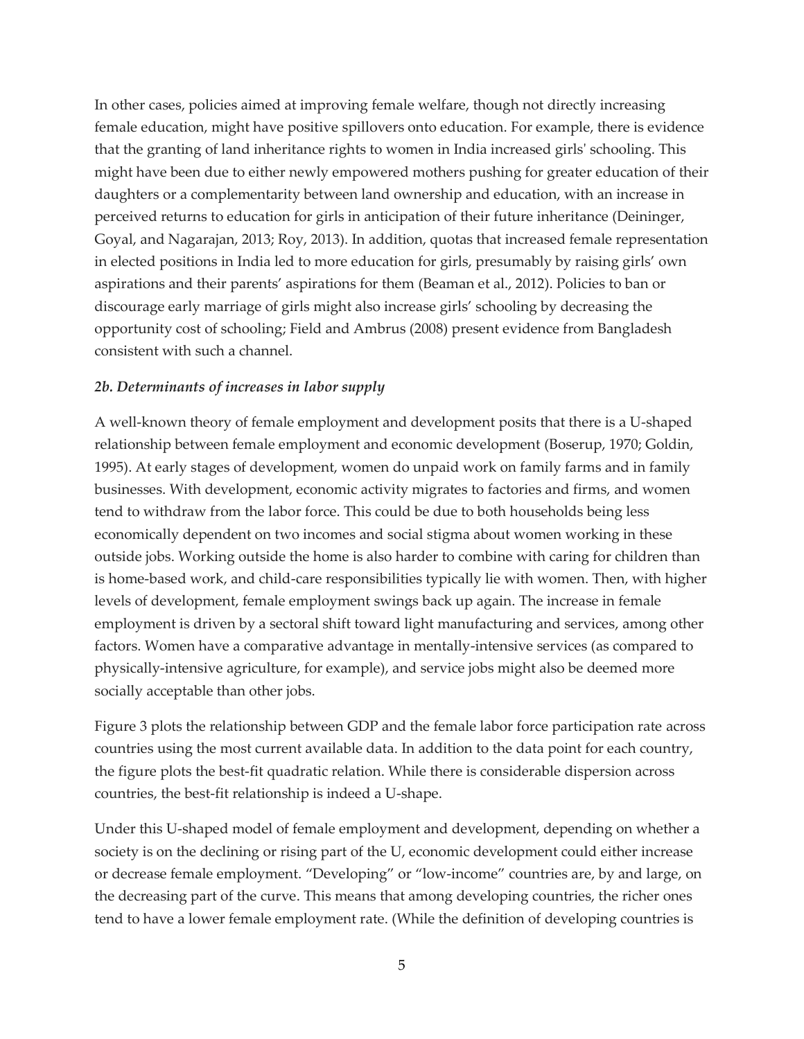In other cases, policies aimed at improving female welfare, though not directly increasing female education, might have positive spillovers onto education. For example, there is evidence that the granting of land inheritance rights to women in India increased girls' schooling. This might have been due to either newly empowered mothers pushing for greater education of their daughters or a complementarity between land ownership and education, with an increase in perceived returns to education for girls in anticipation of their future inheritance (Deininger, Goyal, and Nagarajan, 2013; Roy, 2013). In addition, quotas that increased female representation in elected positions in India led to more education for girls, presumably by raising girls' own aspirations and their parents' aspirations for them (Beaman et al., 2012). Policies to ban or discourage early marriage of girls might also increase girls' schooling by decreasing the opportunity cost of schooling; Field and Ambrus (2008) present evidence from Bangladesh consistent with such a channel.

### *2b. Determinants of increases in labor supply*

A well-known theory of female employment and development posits that there is a U-shaped relationship between female employment and economic development (Boserup, 1970; Goldin, 1995). At early stages of development, women do unpaid work on family farms and in family businesses. With development, economic activity migrates to factories and firms, and women tend to withdraw from the labor force. This could be due to both households being less economically dependent on two incomes and social stigma about women working in these outside jobs. Working outside the home is also harder to combine with caring for children than is home-based work, and child-care responsibilities typically lie with women. Then, with higher levels of development, female employment swings back up again. The increase in female employment is driven by a sectoral shift toward light manufacturing and services, among other factors. Women have a comparative advantage in mentally-intensive services (as compared to physically-intensive agriculture, for example), and service jobs might also be deemed more socially acceptable than other jobs.

Figure 3 plots the relationship between GDP and the female labor force participation rate across countries using the most current available data. In addition to the data point for each country, the figure plots the best-fit quadratic relation. While there is considerable dispersion across countries, the best-fit relationship is indeed a U-shape.

Under this U-shaped model of female employment and development, depending on whether a society is on the declining or rising part of the U, economic development could either increase or decrease female employment. "Developing" or "low-income" countries are, by and large, on the decreasing part of the curve. This means that among developing countries, the richer ones tend to have a lower female employment rate. (While the definition of developing countries is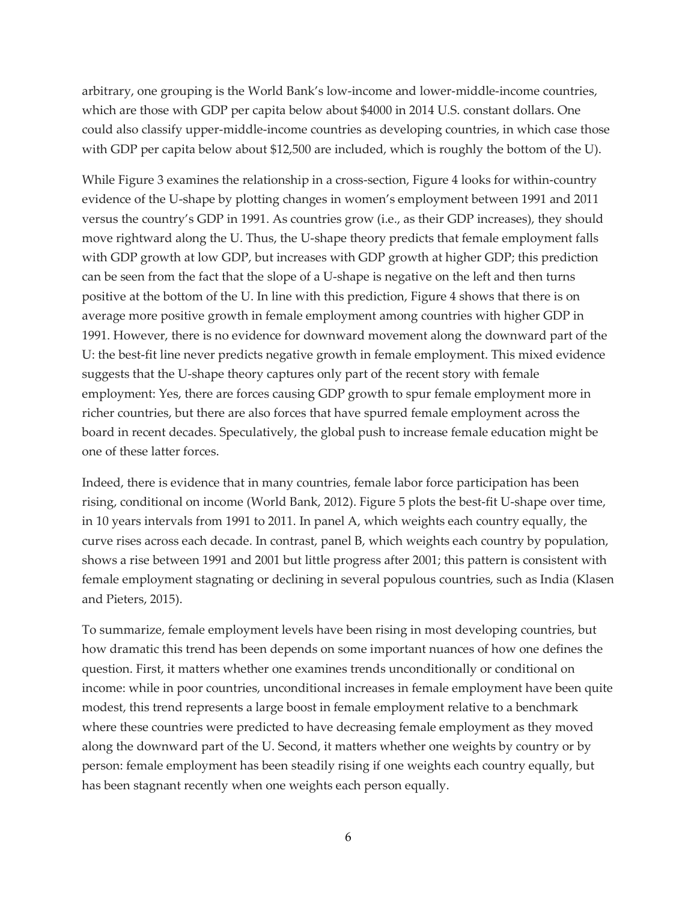arbitrary, one grouping is the World Bank's low-income and lower-middle-income countries, which are those with GDP per capita below about $4000 in 2014 U.S. constant dollars. One could also classify upper-middle-income countries as developing countries, in which case those with GDP per capita below about $12,500 are included, which is roughly the bottom of the U).

While Figure 3 examines the relationship in a cross-section, Figure 4 looks for within-country evidence of the U-shape by plotting changes in women's employment between 1991 and 2011 versus the country's GDP in 1991. As countries grow (i.e., as their GDP increases), they should move rightward along the U. Thus, the U-shape theory predicts that female employment falls with GDP growth at low GDP, but increases with GDP growth at higher GDP; this prediction can be seen from the fact that the slope of a U-shape is negative on the left and then turns positive at the bottom of the U. In line with this prediction, Figure 4 shows that there is on average more positive growth in female employment among countries with higher GDP in 1991. However, there is no evidence for downward movement along the downward part of the U: the best-fit line never predicts negative growth in female employment. This mixed evidence suggests that the U-shape theory captures only part of the recent story with female employment: Yes, there are forces causing GDP growth to spur female employment more in richer countries, but there are also forces that have spurred female employment across the board in recent decades. Speculatively, the global push to increase female education might be one of these latter forces.

Indeed, there is evidence that in many countries, female labor force participation has been rising, conditional on income (World Bank, 2012). Figure 5 plots the best-fit U-shape over time, in 10 years intervals from 1991 to 2011. In panel A, which weights each country equally, the curve rises across each decade. In contrast, panel B, which weights each country by population, shows a rise between 1991 and 2001 but little progress after 2001; this pattern is consistent with female employment stagnating or declining in several populous countries, such as India (Klasen and Pieters, 2015).

To summarize, female employment levels have been rising in most developing countries, but how dramatic this trend has been depends on some important nuances of how one defines the question. First, it matters whether one examines trends unconditionally or conditional on income: while in poor countries, unconditional increases in female employment have been quite modest, this trend represents a large boost in female employment relative to a benchmark where these countries were predicted to have decreasing female employment as they moved along the downward part of the U. Second, it matters whether one weights by country or by person: female employment has been steadily rising if one weights each country equally, but has been stagnant recently when one weights each person equally.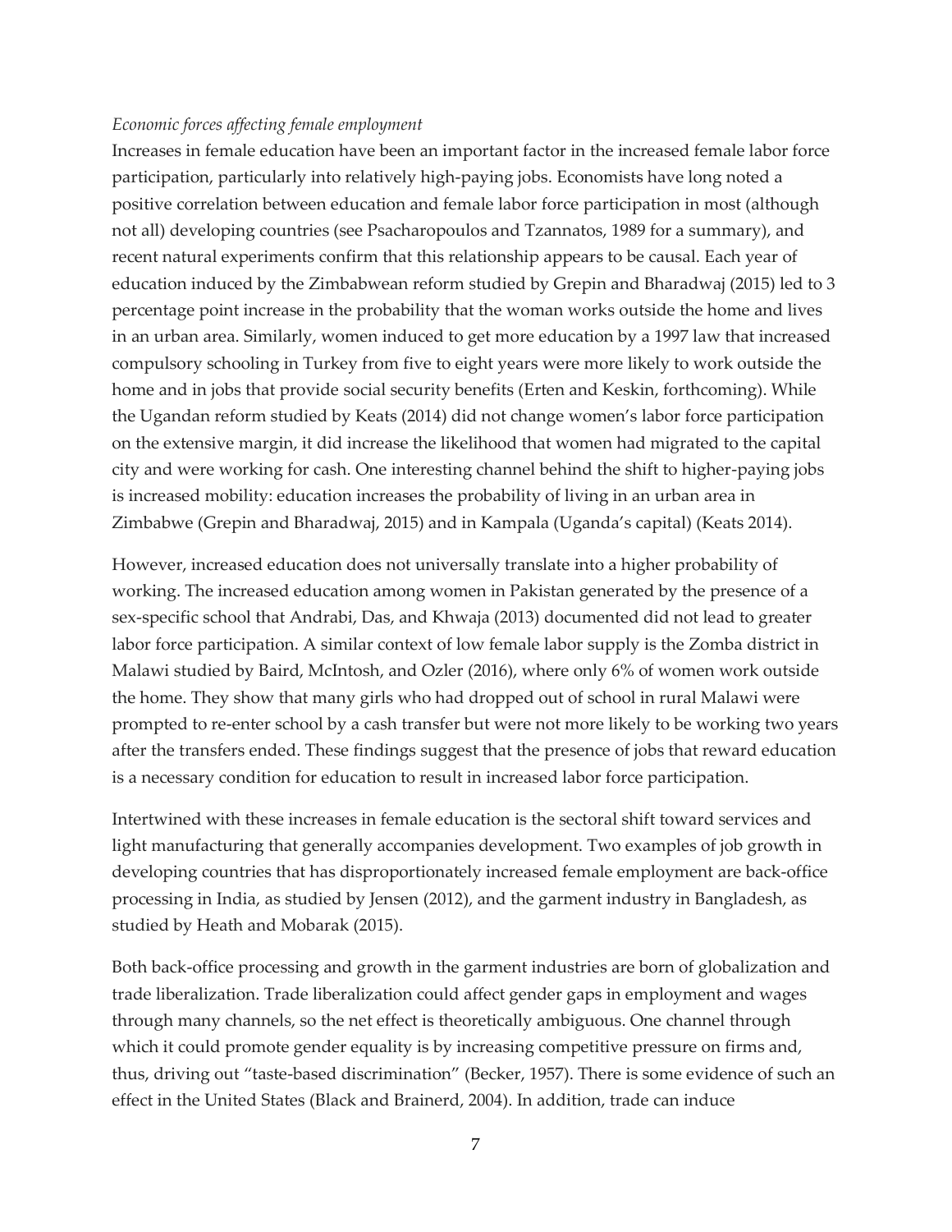*Economic forces affecting female employment*

Increases in female education have been an important factor in the increased female labor force participation, particularly into relatively high-paying jobs. Economists have long noted a positive correlation between education and female labor force participation in most (although not all) developing countries (see Psacharopoulos and Tzannatos, 1989 for a summary), and recent natural experiments confirm that this relationship appears to be causal. Each year of education induced by the Zimbabwean reform studied by Grepin and Bharadwaj (2015) led to 3 percentage point increase in the probability that the woman works outside the home and lives in an urban area. Similarly, women induced to get more education by a 1997 law that increased compulsory schooling in Turkey from five to eight years were more likely to work outside the home and in jobs that provide social security benefits (Erten and Keskin, forthcoming). While the Ugandan reform studied by Keats (2014) did not change women's labor force participation on the extensive margin, it did increase the likelihood that women had migrated to the capital city and were working for cash. One interesting channel behind the shift to higher-paying jobs is increased mobility: education increases the probability of living in an urban area in Zimbabwe (Grepin and Bharadwaj, 2015) and in Kampala (Uganda's capital) (Keats 2014).

However, increased education does not universally translate into a higher probability of working. The increased education among women in Pakistan generated by the presence of a sex-specific school that Andrabi, Das, and Khwaja (2013) documented did not lead to greater labor force participation. A similar context of low female labor supply is the Zomba district in Malawi studied by Baird, McIntosh, and Ozler (2016), where only 6% of women work outside the home. They show that many girls who had dropped out of school in rural Malawi were prompted to re-enter school by a cash transfer but were not more likely to be working two years after the transfers ended. These findings suggest that the presence of jobs that reward education is a necessary condition for education to result in increased labor force participation.

Intertwined with these increases in female education is the sectoral shift toward services and light manufacturing that generally accompanies development. Two examples of job growth in developing countries that has disproportionately increased female employment are back-office processing in India, as studied by Jensen (2012), and the garment industry in Bangladesh, as studied by Heath and Mobarak (2015).

Both back-office processing and growth in the garment industries are born of globalization and trade liberalization. Trade liberalization could affect gender gaps in employment and wages through many channels, so the net effect is theoretically ambiguous. One channel through which it could promote gender equality is by increasing competitive pressure on firms and, thus, driving out "taste-based discrimination" (Becker, 1957). There is some evidence of such an effect in the United States (Black and Brainerd, 2004). In addition, trade can induce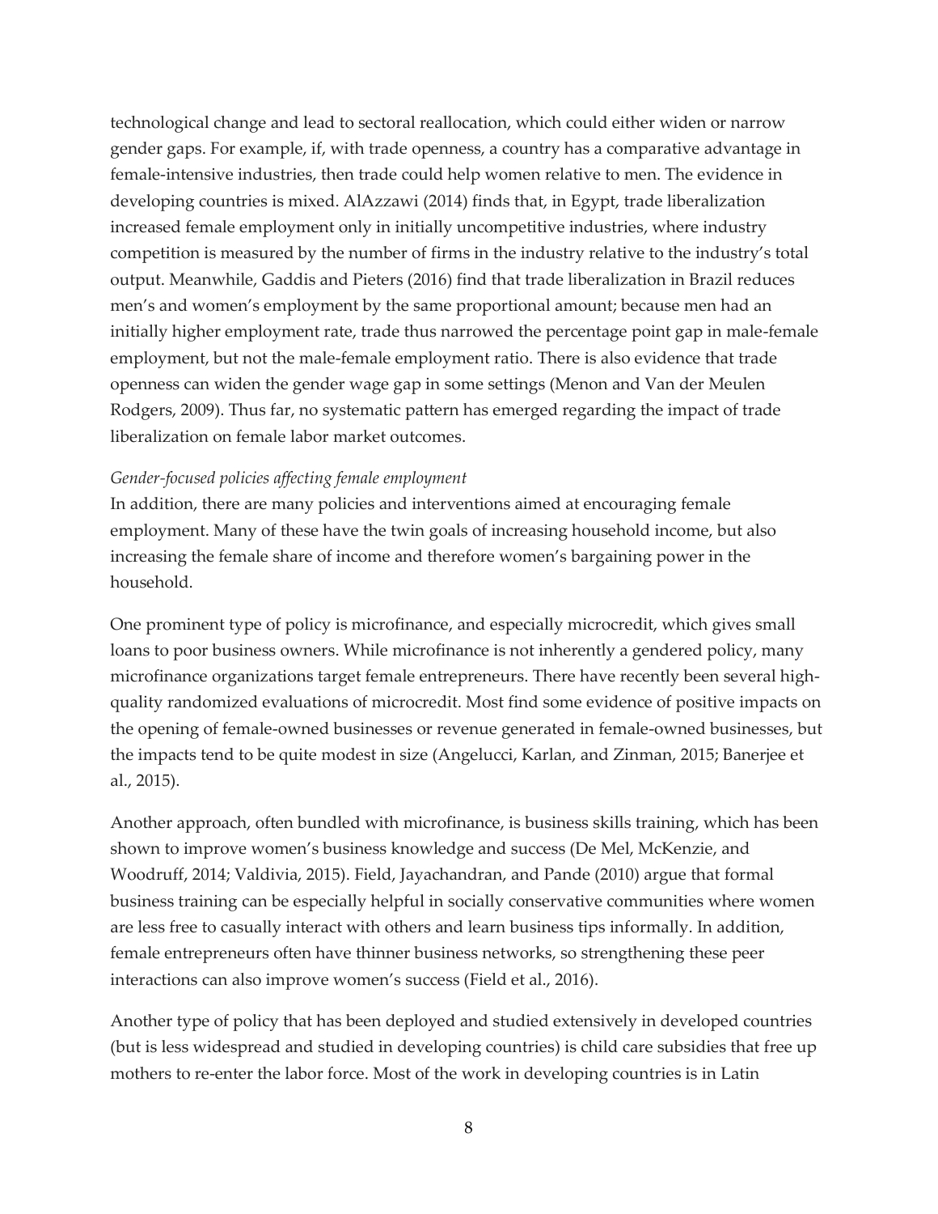technological change and lead to sectoral reallocation, which could either widen or narrow gender gaps. For example, if, with trade openness, a country has a comparative advantage in female-intensive industries, then trade could help women relative to men. The evidence in developing countries is mixed. AlAzzawi (2014) finds that, in Egypt, trade liberalization increased female employment only in initially uncompetitive industries, where industry competition is measured by the number of firms in the industry relative to the industry's total output. Meanwhile, Gaddis and Pieters (2016) find that trade liberalization in Brazil reduces men's and women's employment by the same proportional amount; because men had an initially higher employment rate, trade thus narrowed the percentage point gap in male-female employment, but not the male-female employment ratio. There is also evidence that trade openness can widen the gender wage gap in some settings (Menon and Van der Meulen Rodgers, 2009). Thus far, no systematic pattern has emerged regarding the impact of trade liberalization on female labor market outcomes.

*Gender-focused policies affecting female employment*

In addition, there are many policies and interventions aimed at encouraging female employment. Many of these have the twin goals of increasing household income, but also increasing the female share of income and therefore women's bargaining power in the household.

One prominent type of policy is microfinance, and especially microcredit, which gives small loans to poor business owners. While microfinance is not inherently a gendered policy, many microfinance organizations target female entrepreneurs. There have recently been several high-quality randomized evaluations of microcredit. Most find some evidence of positive impacts on the opening of female-owned businesses or revenue generated in female-owned businesses, but the impacts tend to be quite modest in size (Angelucci, Karlan, and Zinman, 2015; Banerjee et al., 2015).

Another approach, often bundled with microfinance, is business skills training, which has been shown to improve women's business knowledge and success (De Mel, McKenzie, and Woodruff, 2014; Valdivia, 2015). Field, Jayachandran, and Pande (2010) argue that formal business training can be especially helpful in socially conservative communities where women are less free to casually interact with others and learn business tips informally. In addition, female entrepreneurs often have thinner business networks, so strengthening these peer interactions can also improve women's success (Field et al., 2016).

Another type of policy that has been deployed and studied extensively in developed countries (but is less widespread and studied in developing countries) is child care subsidies that free up mothers to re-enter the labor force. Most of the work in developing countries is in Latin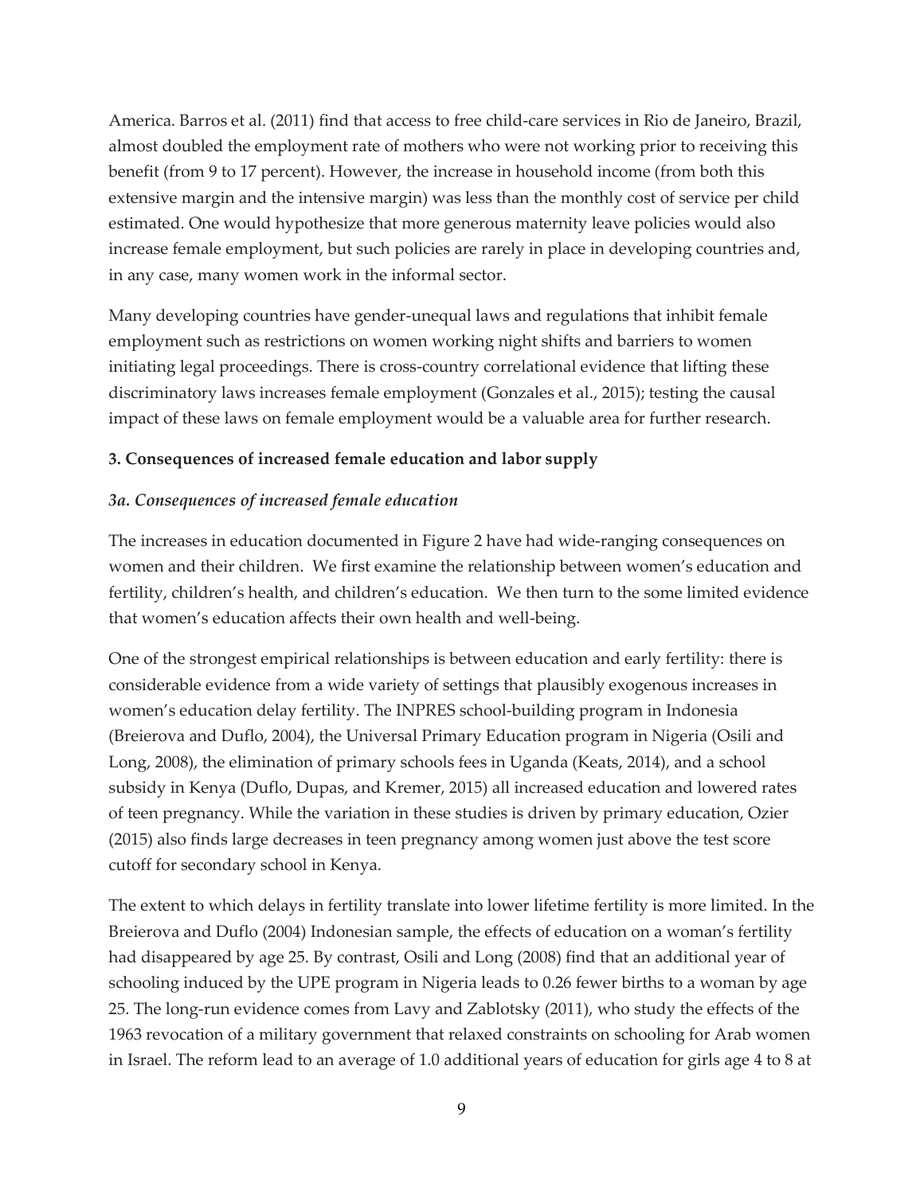America. Barros et al. (2011) find that access to free child-care services in Rio de Janeiro, Brazil, almost doubled the employment rate of mothers who were not working prior to receiving this benefit (from 9 to 17 percent). However, the increase in household income (from both this extensive margin and the intensive margin) was less than the monthly cost of service per child estimated. One would hypothesize that more generous maternity leave policies would also increase female employment, but such policies are rarely in place in developing countries and, in any case, many women work in the informal sector.

Many developing countries have gender-unequal laws and regulations that inhibit female employment such as restrictions on women working night shifts and barriers to women initiating legal proceedings. There is cross-country correlational evidence that lifting these discriminatory laws increases female employment (Gonzales et al., 2015); testing the causal impact of these laws on female employment would be a valuable area for further research.

### 3. Consequences of increased female education and labor supply

#### *3a. Consequences of increased female education*

The increases in education documented in Figure 2 have had wide-ranging consequences on women and their children. We first examine the relationship between women's education and fertility, children's health, and children's education. We then turn to the some limited evidence that women's education affects their own health and well-being.

One of the strongest empirical relationships is between education and early fertility: there is considerable evidence from a wide variety of settings that plausibly exogenous increases in women's education delay fertility. The INPRES school-building program in Indonesia (Breierova and Duflo, 2004), the Universal Primary Education program in Nigeria (Osili and Long, 2008), the elimination of primary schools fees in Uganda (Keats, 2014), and a school subsidy in Kenya (Duflo, Dupas, and Kremer, 2015) all increased education and lowered rates of teen pregnancy. While the variation in these studies is driven by primary education, Ozier (2015) also finds large decreases in teen pregnancy among women just above the test score cutoff for secondary school in Kenya.

The extent to which delays in fertility translate into lower lifetime fertility is more limited. In the Breierova and Duflo (2004) Indonesian sample, the effects of education on a woman's fertility had disappeared by age 25. By contrast, Osili and Long (2008) find that an additional year of schooling induced by the UPE program in Nigeria leads to 0.26 fewer births to a woman by age 25. The long-run evidence comes from Lavy and Zablotsky (2011), who study the effects of the 1963 revocation of a military government that relaxed constraints on schooling for Arab women in Israel. The reform lead to an average of 1.0 additional years of education for girls age 4 to 8 at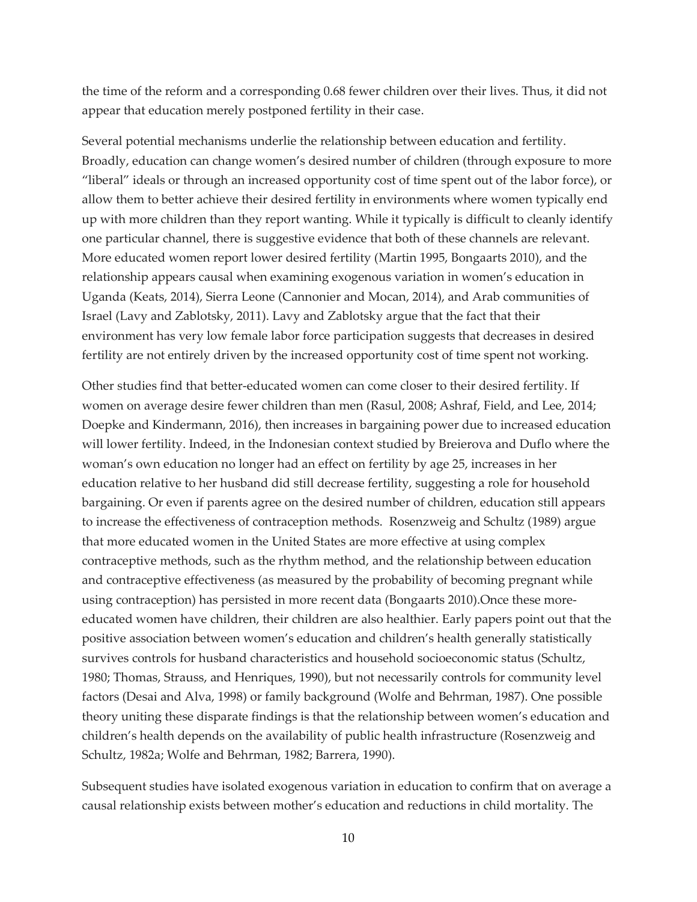the time of the reform and a corresponding 0.68 fewer children over their lives. Thus, it did not appear that education merely postponed fertility in their case.

Several potential mechanisms underlie the relationship between education and fertility. Broadly, education can change women's desired number of children (through exposure to more "liberal" ideals or through an increased opportunity cost of time spent out of the labor force), or allow them to better achieve their desired fertility in environments where women typically end up with more children than they report wanting. While it typically is difficult to cleanly identify one particular channel, there is suggestive evidence that both of these channels are relevant. More educated women report lower desired fertility (Martin 1995, Bongaarts 2010), and the relationship appears causal when examining exogenous variation in women's education in Uganda (Keats, 2014), Sierra Leone (Cannonier and Mocan, 2014), and Arab communities of Israel (Lavy and Zablotsky, 2011). Lavy and Zablotsky argue that the fact that their environment has very low female labor force participation suggests that decreases in desired fertility are not entirely driven by the increased opportunity cost of time spent not working.

Other studies find that better-educated women can come closer to their desired fertility. If women on average desire fewer children than men (Rasul, 2008; Ashraf, Field, and Lee, 2014; Doepke and Kindermann, 2016), then increases in bargaining power due to increased education will lower fertility. Indeed, in the Indonesian context studied by Breierova and Duflo where the woman's own education no longer had an effect on fertility by age 25, increases in her education relative to her husband did still decrease fertility, suggesting a role for household bargaining. Or even if parents agree on the desired number of children, education still appears to increase the effectiveness of contraception methods. Rosenzweig and Schultz (1989) argue that more educated women in the United States are more effective at using complex contraceptive methods, such as the rhythm method, and the relationship between education and contraceptive effectiveness (as measured by the probability of becoming pregnant while using contraception) has persisted in more recent data (Bongaarts 2010).Once these more-educated women have children, their children are also healthier. Early papers point out that the positive association between women's education and children's health generally statistically survives controls for husband characteristics and household socioeconomic status (Schultz, 1980; Thomas, Strauss, and Henriques, 1990), but not necessarily controls for community level factors (Desai and Alva, 1998) or family background (Wolfe and Behrman, 1987). One possible theory uniting these disparate findings is that the relationship between women's education and children's health depends on the availability of public health infrastructure (Rosenzweig and Schultz, 1982a; Wolfe and Behrman, 1982; Barrera, 1990).

Subsequent studies have isolated exogenous variation in education to confirm that on average a causal relationship exists between mother's education and reductions in child mortality. The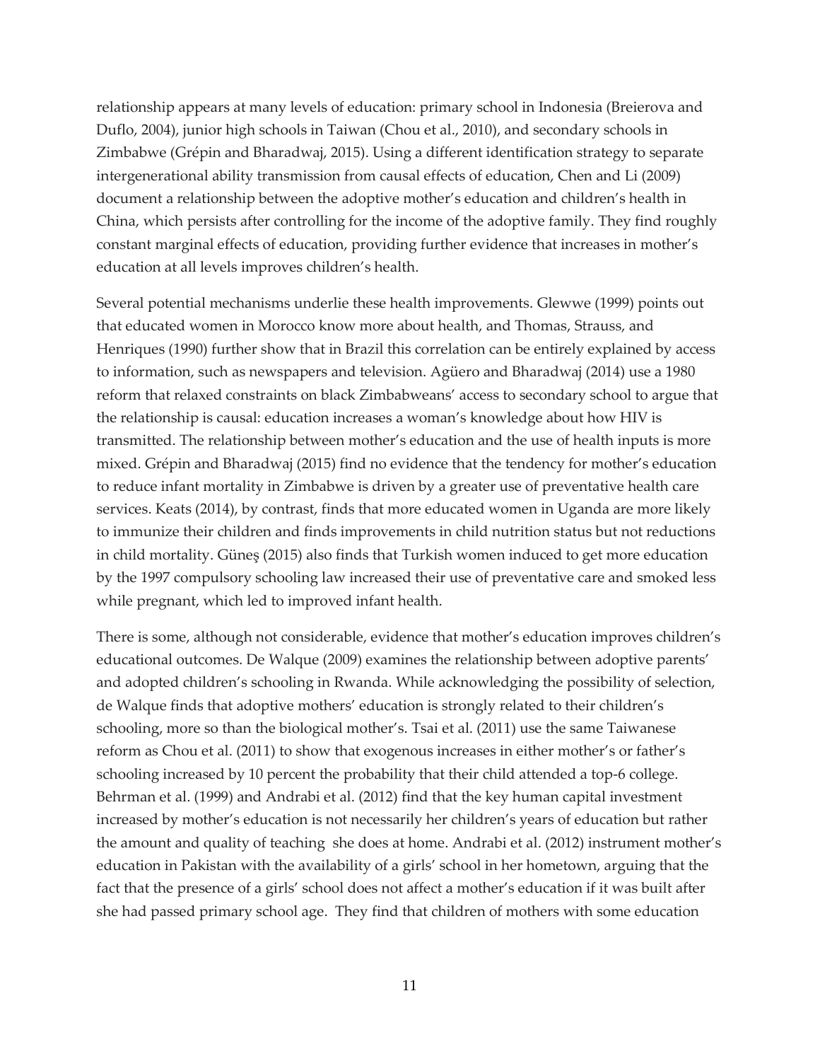relationship appears at many levels of education: primary school in Indonesia (Breierova and Duflo, 2004), junior high schools in Taiwan (Chou et al., 2010), and secondary schools in Zimbabwe (Grépin and Bharadwaj, 2015). Using a different identification strategy to separate intergenerational ability transmission from causal effects of education, Chen and Li (2009) document a relationship between the adoptive mother's education and children's health in China, which persists after controlling for the income of the adoptive family. They find roughly constant marginal effects of education, providing further evidence that increases in mother's education at all levels improves children's health.

Several potential mechanisms underlie these health improvements. Glewwe (1999) points out that educated women in Morocco know more about health, and Thomas, Strauss, and Henriques (1990) further show that in Brazil this correlation can be entirely explained by access to information, such as newspapers and television. Agüero and Bharadwaj (2014) use a 1980 reform that relaxed constraints on black Zimbabweans' access to secondary school to argue that the relationship is causal: education increases a woman's knowledge about how HIV is transmitted. The relationship between mother's education and the use of health inputs is more mixed. Grépin and Bharadwaj (2015) find no evidence that the tendency for mother's education to reduce infant mortality in Zimbabwe is driven by a greater use of preventative health care services. Keats (2014), by contrast, finds that more educated women in Uganda are more likely to immunize their children and finds improvements in child nutrition status but not reductions in child mortality. Güneş (2015) also finds that Turkish women induced to get more education by the 1997 compulsory schooling law increased their use of preventative care and smoked less while pregnant, which led to improved infant health.

There is some, although not considerable, evidence that mother's education improves children's educational outcomes. De Walque (2009) examines the relationship between adoptive parents' and adopted children's schooling in Rwanda. While acknowledging the possibility of selection, de Walque finds that adoptive mothers' education is strongly related to their children's schooling, more so than the biological mother's. Tsai et al. (2011) use the same Taiwanese reform as Chou et al. (2011) to show that exogenous increases in either mother's or father's schooling increased by 10 percent the probability that their child attended a top-6 college. Behrman et al. (1999) and Andrabi et al. (2012) find that the key human capital investment increased by mother's education is not necessarily her children's years of education but rather the amount and quality of teaching she does at home. Andrabi et al. (2012) instrument mother's education in Pakistan with the availability of a girls' school in her hometown, arguing that the fact that the presence of a girls' school does not affect a mother's education if it was built after she had passed primary school age. They find that children of mothers with some education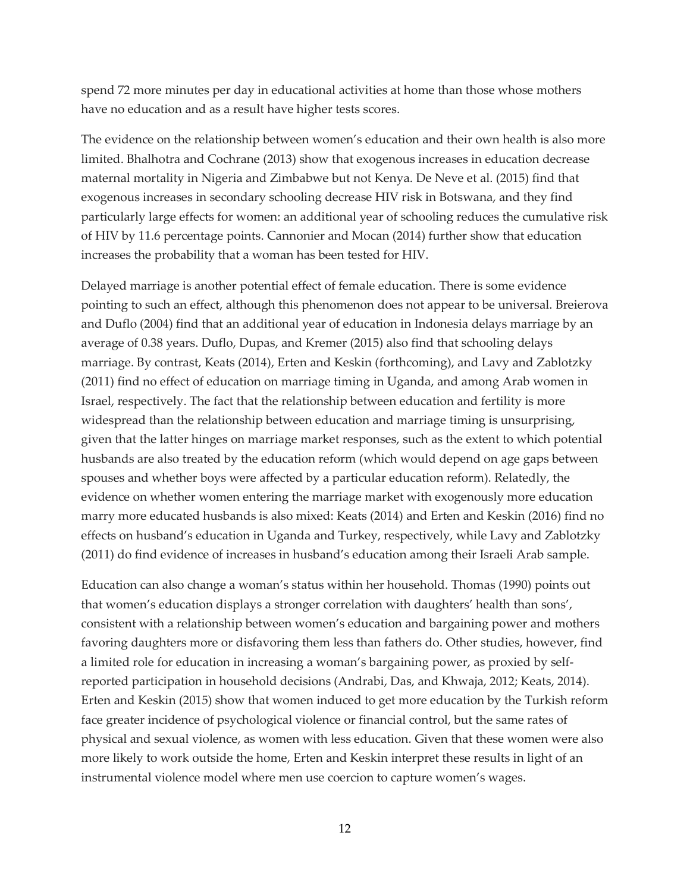spend 72 more minutes per day in educational activities at home than those whose mothers have no education and as a result have higher tests scores.

The evidence on the relationship between women's education and their own health is also more limited. Bhalhotra and Cochrane (2013) show that exogenous increases in education decrease maternal mortality in Nigeria and Zimbabwe but not Kenya. De Neve et al. (2015) find that exogenous increases in secondary schooling decrease HIV risk in Botswana, and they find particularly large effects for women: an additional year of schooling reduces the cumulative risk of HIV by 11.6 percentage points. Cannonier and Mocan (2014) further show that education increases the probability that a woman has been tested for HIV.

Delayed marriage is another potential effect of female education. There is some evidence pointing to such an effect, although this phenomenon does not appear to be universal. Breierova and Duflo (2004) find that an additional year of education in Indonesia delays marriage by an average of 0.38 years. Duflo, Dupas, and Kremer (2015) also find that schooling delays marriage. By contrast, Keats (2014), Erten and Keskin (forthcoming), and Lavy and Zablotzky (2011) find no effect of education on marriage timing in Uganda, and among Arab women in Israel, respectively. The fact that the relationship between education and fertility is more widespread than the relationship between education and marriage timing is unsurprising, given that the latter hinges on marriage market responses, such as the extent to which potential husbands are also treated by the education reform (which would depend on age gaps between spouses and whether boys were affected by a particular education reform). Relatedly, the evidence on whether women entering the marriage market with exogenously more education marry more educated husbands is also mixed: Keats (2014) and Erten and Keskin (2016) find no effects on husband's education in Uganda and Turkey, respectively, while Lavy and Zablotzky (2011) do find evidence of increases in husband's education among their Israeli Arab sample.

Education can also change a woman's status within her household. Thomas (1990) points out that women's education displays a stronger correlation with daughters' health than sons', consistent with a relationship between women's education and bargaining power and mothers favoring daughters more or disfavoring them less than fathers do. Other studies, however, find a limited role for education in increasing a woman's bargaining power, as proxied by self-reported participation in household decisions (Andrabi, Das, and Khwaja, 2012; Keats, 2014). Erten and Keskin (2015) show that women induced to get more education by the Turkish reform face greater incidence of psychological violence or financial control, but the same rates of physical and sexual violence, as women with less education. Given that these women were also more likely to work outside the home, Erten and Keskin interpret these results in light of an instrumental violence model where men use coercion to capture women's wages.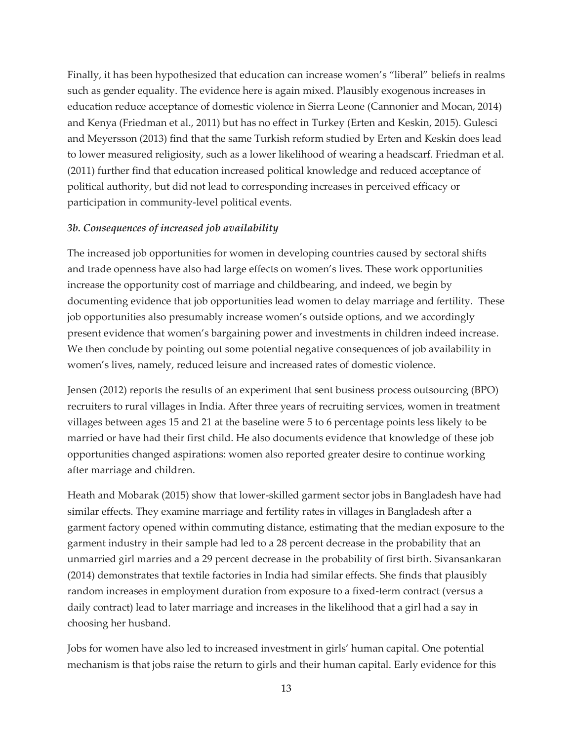Finally, it has been hypothesized that education can increase women's "liberal" beliefs in realms such as gender equality. The evidence here is again mixed. Plausibly exogenous increases in education reduce acceptance of domestic violence in Sierra Leone (Cannonier and Mocan, 2014) and Kenya (Friedman et al., 2011) but has no effect in Turkey (Erten and Keskin, 2015). Gulesci and Meyersson (2013) find that the same Turkish reform studied by Erten and Keskin does lead to lower measured religiosity, such as a lower likelihood of wearing a headscarf. Friedman et al. (2011) further find that education increased political knowledge and reduced acceptance of political authority, but did not lead to corresponding increases in perceived efficacy or participation in community-level political events.

### *3b. Consequences of increased job availability*

The increased job opportunities for women in developing countries caused by sectoral shifts and trade openness have also had large effects on women's lives. These work opportunities increase the opportunity cost of marriage and childbearing, and indeed, we begin by documenting evidence that job opportunities lead women to delay marriage and fertility. These job opportunities also presumably increase women's outside options, and we accordingly present evidence that women's bargaining power and investments in children indeed increase. We then conclude by pointing out some potential negative consequences of job availability in women's lives, namely, reduced leisure and increased rates of domestic violence.

Jensen (2012) reports the results of an experiment that sent business process outsourcing (BPO) recruiters to rural villages in India. After three years of recruiting services, women in treatment villages between ages 15 and 21 at the baseline were 5 to 6 percentage points less likely to be married or have had their first child. He also documents evidence that knowledge of these job opportunities changed aspirations: women also reported greater desire to continue working after marriage and children.

Heath and Mobarak (2015) show that lower-skilled garment sector jobs in Bangladesh have had similar effects. They examine marriage and fertility rates in villages in Bangladesh after a garment factory opened within commuting distance, estimating that the median exposure to the garment industry in their sample had led to a 28 percent decrease in the probability that an unmarried girl marries and a 29 percent decrease in the probability of first birth. Sivansankaran (2014) demonstrates that textile factories in India had similar effects. She finds that plausibly random increases in employment duration from exposure to a fixed-term contract (versus a daily contract) lead to later marriage and increases in the likelihood that a girl had a say in choosing her husband.

Jobs for women have also led to increased investment in girls' human capital. One potential mechanism is that jobs raise the return to girls and their human capital. Early evidence for this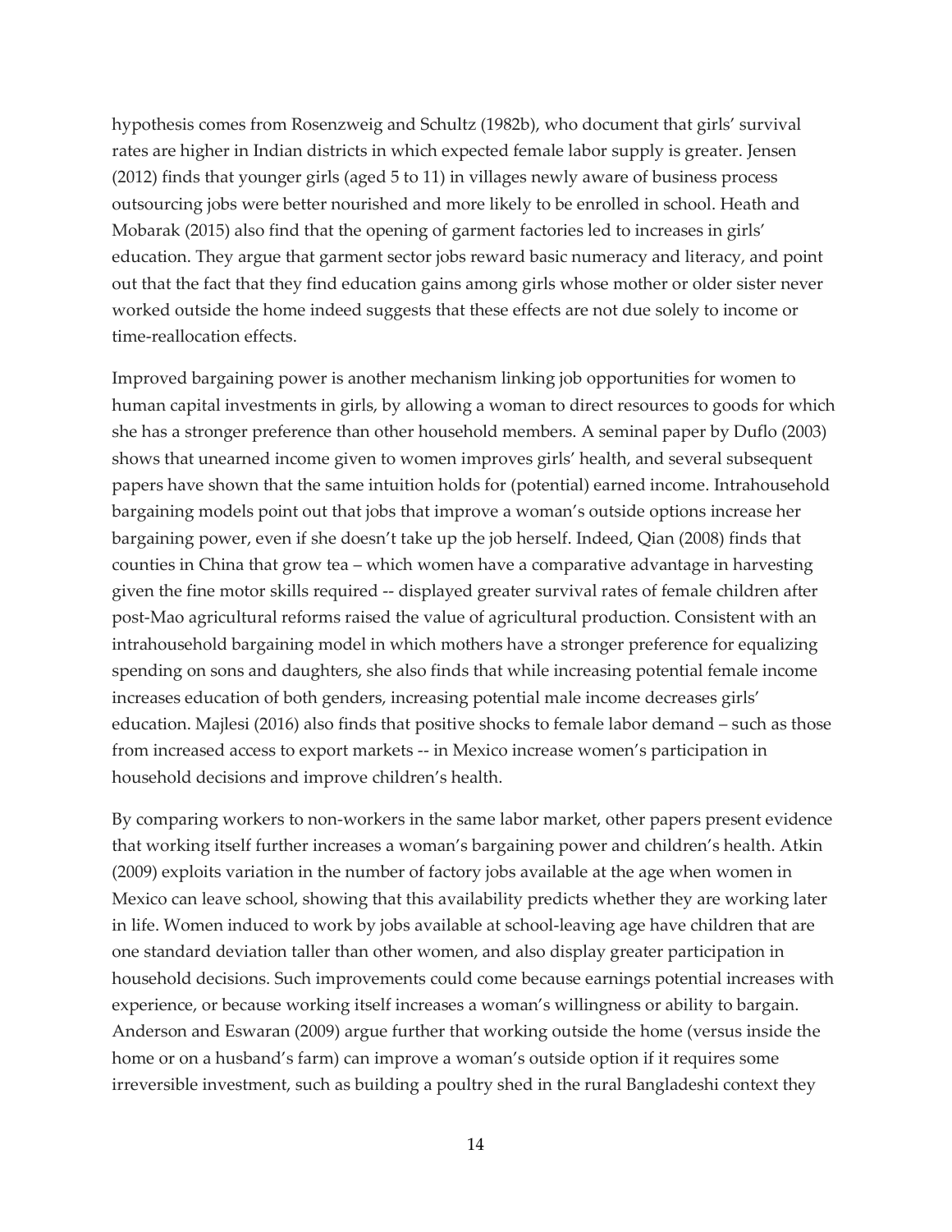hypothesis comes from Rosenzweig and Schultz (1982b), who document that girls' survival rates are higher in Indian districts in which expected female labor supply is greater. Jensen (2012) finds that younger girls (aged 5 to 11) in villages newly aware of business process outsourcing jobs were better nourished and more likely to be enrolled in school. Heath and Mobarak (2015) also find that the opening of garment factories led to increases in girls' education. They argue that garment sector jobs reward basic numeracy and literacy, and point out that the fact that they find education gains among girls whose mother or older sister never worked outside the home indeed suggests that these effects are not due solely to income or time-reallocation effects.

Improved bargaining power is another mechanism linking job opportunities for women to human capital investments in girls, by allowing a woman to direct resources to goods for which she has a stronger preference than other household members. A seminal paper by Duflo (2003) shows that unearned income given to women improves girls' health, and several subsequent papers have shown that the same intuition holds for (potential) earned income. Intrahousehold bargaining models point out that jobs that improve a woman's outside options increase her bargaining power, even if she doesn't take up the job herself. Indeed, Qian (2008) finds that counties in China that grow tea – which women have a comparative advantage in harvesting given the fine motor skills required -- displayed greater survival rates of female children after post-Mao agricultural reforms raised the value of agricultural production. Consistent with an intrahousehold bargaining model in which mothers have a stronger preference for equalizing spending on sons and daughters, she also finds that while increasing potential female income increases education of both genders, increasing potential male income decreases girls' education. Majlesi (2016) also finds that positive shocks to female labor demand – such as those from increased access to export markets -- in Mexico increase women's participation in household decisions and improve children's health.

By comparing workers to non-workers in the same labor market, other papers present evidence that working itself further increases a woman's bargaining power and children's health. Atkin (2009) exploits variation in the number of factory jobs available at the age when women in Mexico can leave school, showing that this availability predicts whether they are working later in life. Women induced to work by jobs available at school-leaving age have children that are one standard deviation taller than other women, and also display greater participation in household decisions. Such improvements could come because earnings potential increases with experience, or because working itself increases a woman's willingness or ability to bargain. Anderson and Eswaran (2009) argue further that working outside the home (versus inside the home or on a husband's farm) can improve a woman's outside option if it requires some irreversible investment, such as building a poultry shed in the rural Bangladeshi context they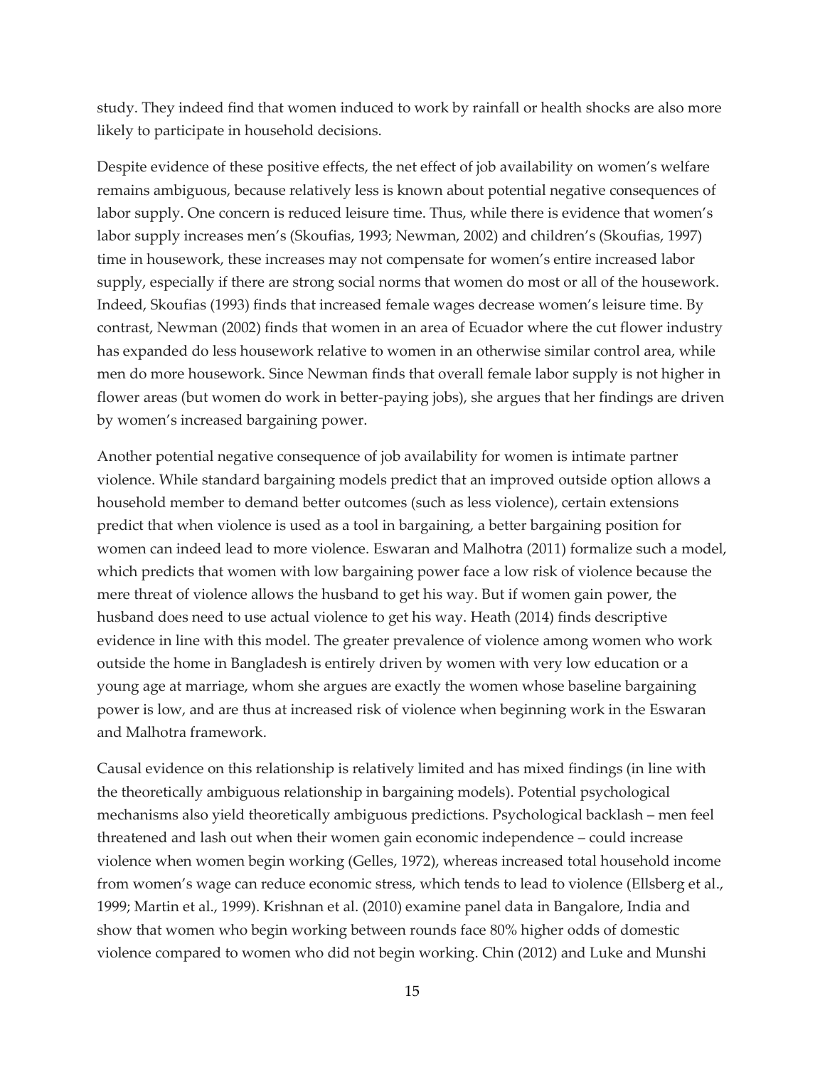study. They indeed find that women induced to work by rainfall or health shocks are also more likely to participate in household decisions.

Despite evidence of these positive effects, the net effect of job availability on women's welfare remains ambiguous, because relatively less is known about potential negative consequences of labor supply. One concern is reduced leisure time. Thus, while there is evidence that women's labor supply increases men's (Skoufias, 1993; Newman, 2002) and children's (Skoufias, 1997) time in housework, these increases may not compensate for women's entire increased labor supply, especially if there are strong social norms that women do most or all of the housework. Indeed, Skoufias (1993) finds that increased female wages decrease women's leisure time. By contrast, Newman (2002) finds that women in an area of Ecuador where the cut flower industry has expanded do less housework relative to women in an otherwise similar control area, while men do more housework. Since Newman finds that overall female labor supply is not higher in flower areas (but women do work in better-paying jobs), she argues that her findings are driven by women's increased bargaining power.

Another potential negative consequence of job availability for women is intimate partner violence. While standard bargaining models predict that an improved outside option allows a household member to demand better outcomes (such as less violence), certain extensions predict that when violence is used as a tool in bargaining, a better bargaining position for women can indeed lead to more violence. Eswaran and Malhotra (2011) formalize such a model, which predicts that women with low bargaining power face a low risk of violence because the mere threat of violence allows the husband to get his way. But if women gain power, the husband does need to use actual violence to get his way. Heath (2014) finds descriptive evidence in line with this model. The greater prevalence of violence among women who work outside the home in Bangladesh is entirely driven by women with very low education or a young age at marriage, whom she argues are exactly the women whose baseline bargaining power is low, and are thus at increased risk of violence when beginning work in the Eswaran and Malhotra framework.

Causal evidence on this relationship is relatively limited and has mixed findings (in line with the theoretically ambiguous relationship in bargaining models). Potential psychological mechanisms also yield theoretically ambiguous predictions. Psychological backlash – men feel threatened and lash out when their women gain economic independence – could increase violence when women begin working (Gelles, 1972), whereas increased total household income from women's wage can reduce economic stress, which tends to lead to violence (Ellsberg et al., 1999; Martin et al., 1999). Krishnan et al. (2010) examine panel data in Bangalore, India and show that women who begin working between rounds face 80% higher odds of domestic violence compared to women who did not begin working. Chin (2012) and Luke and Munshi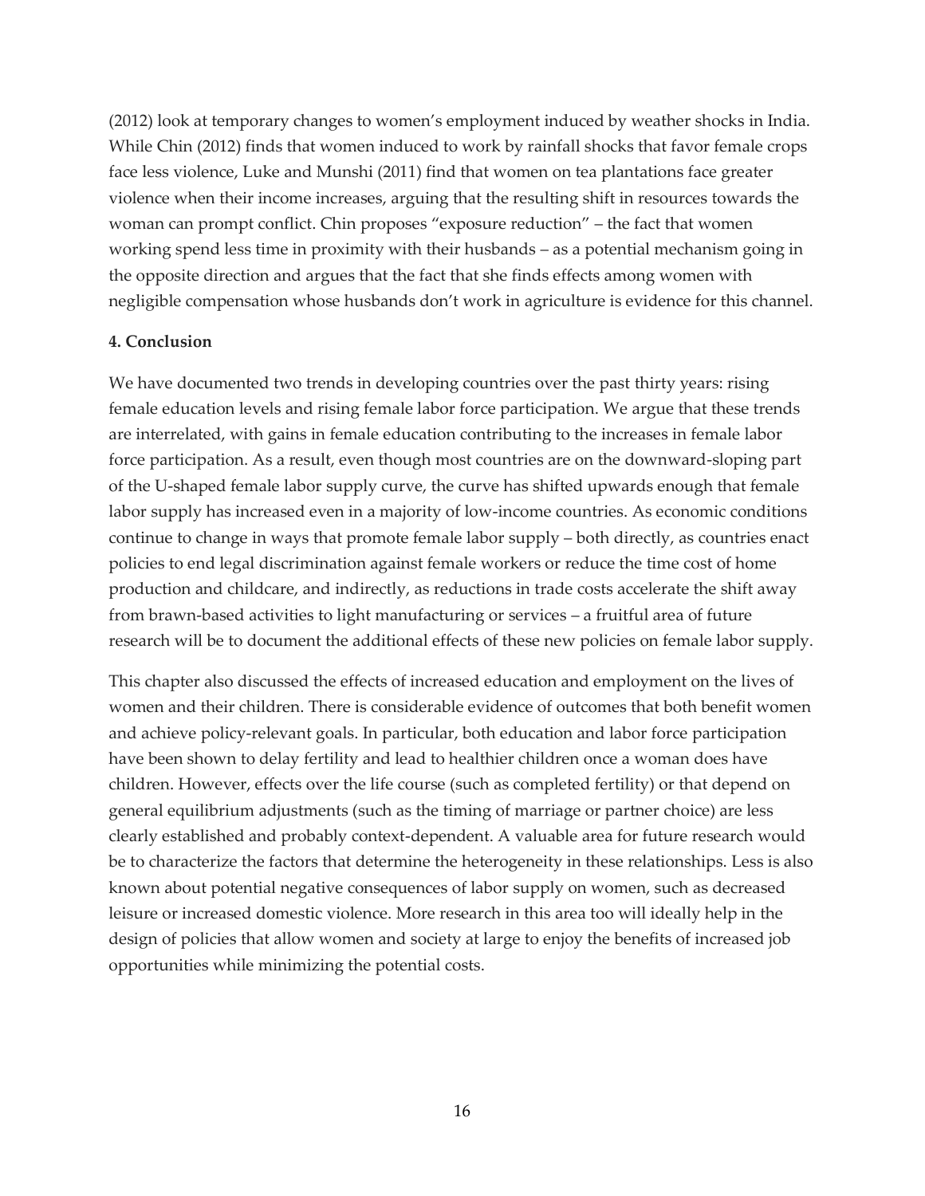(2012) look at temporary changes to women's employment induced by weather shocks in India. While Chin (2012) finds that women induced to work by rainfall shocks that favor female crops face less violence, Luke and Munshi (2011) find that women on tea plantations face greater violence when their income increases, arguing that the resulting shift in resources towards the woman can prompt conflict. Chin proposes "exposure reduction" – the fact that women working spend less time in proximity with their husbands – as a potential mechanism going in the opposite direction and argues that the fact that she finds effects among women with negligible compensation whose husbands don't work in agriculture is evidence for this channel.

**4. Conclusion**

We have documented two trends in developing countries over the past thirty years: rising female education levels and rising female labor force participation. We argue that these trends are interrelated, with gains in female education contributing to the increases in female labor force participation. As a result, even though most countries are on the downward-sloping part of the U-shaped female labor supply curve, the curve has shifted upwards enough that female labor supply has increased even in a majority of low-income countries. As economic conditions continue to change in ways that promote female labor supply – both directly, as countries enact policies to end legal discrimination against female workers or reduce the time cost of home production and childcare, and indirectly, as reductions in trade costs accelerate the shift away from brawn-based activities to light manufacturing or services – a fruitful area of future research will be to document the additional effects of these new policies on female labor supply.

This chapter also discussed the effects of increased education and employment on the lives of women and their children. There is considerable evidence of outcomes that both benefit women and achieve policy-relevant goals. In particular, both education and labor force participation have been shown to delay fertility and lead to healthier children once a woman does have children. However, effects over the life course (such as completed fertility) or that depend on general equilibrium adjustments (such as the timing of marriage or partner choice) are less clearly established and probably context-dependent. A valuable area for future research would be to characterize the factors that determine the heterogeneity in these relationships. Less is also known about potential negative consequences of labor supply on women, such as decreased leisure or increased domestic violence. More research in this area too will ideally help in the design of policies that allow women and society at large to enjoy the benefits of increased job opportunities while minimizing the potential costs.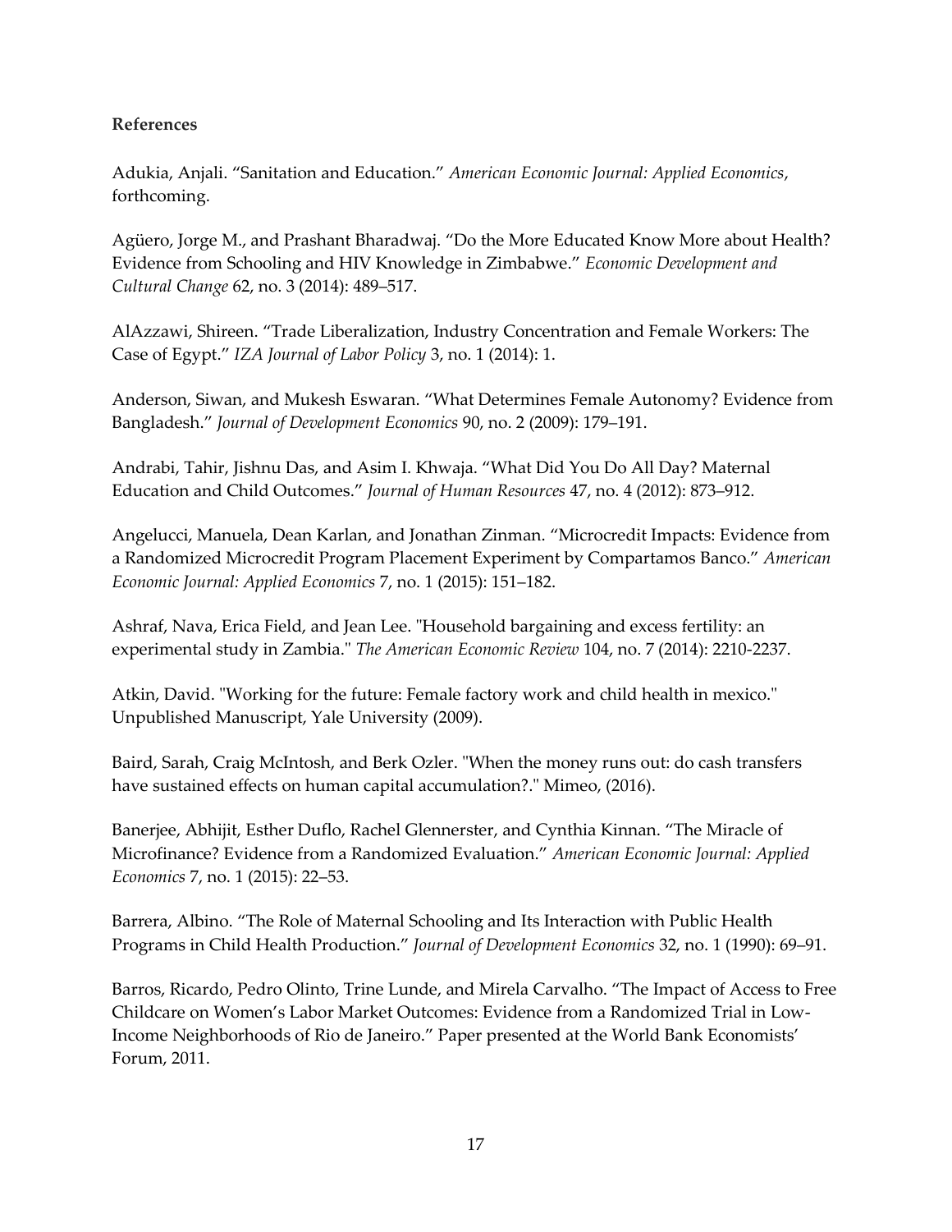**References**

Adukia, Anjali. “Sanitation and Education.” *American Economic Journal: Applied Economics*, forthcoming.

Agüero, Jorge M., and Prashant Bharadwaj. “Do the More Educated Know More about Health? Evidence from Schooling and HIV Knowledge in Zimbabwe.” *Economic Development and Cultural Change* 62, no. 3 (2014): 489–517.

AlAzzawi, Shireen. “Trade Liberalization, Industry Concentration and Female Workers: The Case of Egypt.” *IZA Journal of Labor Policy* 3, no. 1 (2014): 1.

Anderson, Siwan, and Mukesh Eswaran. “What Determines Female Autonomy? Evidence from Bangladesh.” *Journal of Development Economics* 90, no. 2 (2009): 179–191.

Andrabi, Tahir, Jishnu Das, and Asim I. Khwaja. “What Did You Do All Day? Maternal Education and Child Outcomes.” *Journal of Human Resources* 47, no. 4 (2012): 873–912.

Angelucci, Manuela, Dean Karlan, and Jonathan Zinman. “Microcredit Impacts: Evidence from a Randomized Microcredit Program Placement Experiment by Compartamos Banco.” *American Economic Journal: Applied Economics* 7, no. 1 (2015): 151–182.

Ashraf, Nava, Erica Field, and Jean Lee. "Household bargaining and excess fertility: an experimental study in Zambia." *The American Economic Review* 104, no. 7 (2014): 2210-2237.

Atkin, David. "Working for the future: Female factory work and child health in mexico." Unpublished Manuscript, Yale University (2009).

Baird, Sarah, Craig McIntosh, and Berk Ozler. "When the money runs out: do cash transfers have sustained effects on human capital accumulation?." Mimeo, (2016).

Banerjee, Abhijit, Esther Duflo, Rachel Glennerster, and Cynthia Kinnan. “The Miracle of Microfinance? Evidence from a Randomized Evaluation.” *American Economic Journal: Applied Economics* 7, no. 1 (2015): 22–53.

Barrera, Albino. “The Role of Maternal Schooling and Its Interaction with Public Health Programs in Child Health Production.” *Journal of Development Economics* 32, no. 1 (1990): 69–91.

Barros, Ricardo, Pedro Olinto, Trine Lunde, and Mirela Carvalho. “The Impact of Access to Free Childcare on Women’s Labor Market Outcomes: Evidence from a Randomized Trial in Low-Income Neighborhoods of Rio de Janeiro.” Paper presented at the World Bank Economists’ Forum, 2011.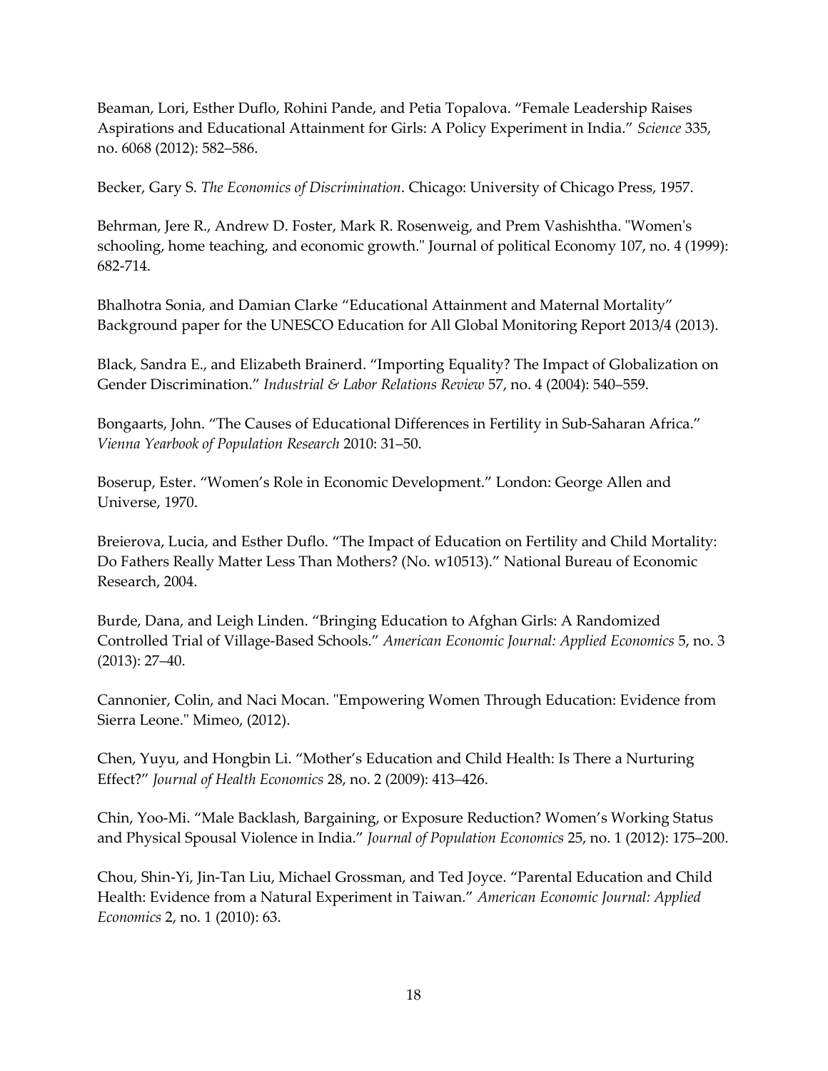Beaman, Lori, Esther Duflo, Rohini Pande, and Petia Topalova. "Female Leadership Raises Aspirations and Educational Attainment for Girls: A Policy Experiment in India." *Science* 335, no. 6068 (2012): 582–586.

Becker, Gary S. *The Economics of Discrimination*. Chicago: University of Chicago Press, 1957.

Behrman, Jere R., Andrew D. Foster, Mark R. Rosenweig, and Prem Vashishtha. "Women's schooling, home teaching, and economic growth." Journal of political Economy 107, no. 4 (1999): 682-714.

Bhalhotra Sonia, and Damian Clarke "Educational Attainment and Maternal Mortality" Background paper for the UNESCO Education for All Global Monitoring Report 2013/4 (2013).

Black, Sandra E., and Elizabeth Brainerd. "Importing Equality? The Impact of Globalization on Gender Discrimination." *Industrial & Labor Relations Review* 57, no. 4 (2004): 540–559.

Bongaarts, John. "The Causes of Educational Differences in Fertility in Sub-Saharan Africa." *Vienna Yearbook of Population Research* 2010: 31–50.

Boserup, Ester. "Women's Role in Economic Development." London: George Allen and Universe, 1970.

Breierova, Lucia, and Esther Duflo. "The Impact of Education on Fertility and Child Mortality: Do Fathers Really Matter Less Than Mothers? (No. w10513)." National Bureau of Economic Research, 2004.

Burde, Dana, and Leigh Linden. "Bringing Education to Afghan Girls: A Randomized Controlled Trial of Village-Based Schools." *American Economic Journal: Applied Economics* 5, no. 3 (2013): 27–40.

Cannonier, Colin, and Naci Mocan. "Empowering Women Through Education: Evidence from Sierra Leone." Mimeo, (2012).

Chen, Yuyu, and Hongbin Li. "Mother's Education and Child Health: Is There a Nurturing Effect?" *Journal of Health Economics* 28, no. 2 (2009): 413–426.

Chin, Yoo-Mi. "Male Backlash, Bargaining, or Exposure Reduction? Women's Working Status and Physical Spousal Violence in India." *Journal of Population Economics* 25, no. 1 (2012): 175–200.

Chou, Shin-Yi, Jin-Tan Liu, Michael Grossman, and Ted Joyce. "Parental Education and Child Health: Evidence from a Natural Experiment in Taiwan." *American Economic Journal: Applied Economics* 2, no. 1 (2010): 63.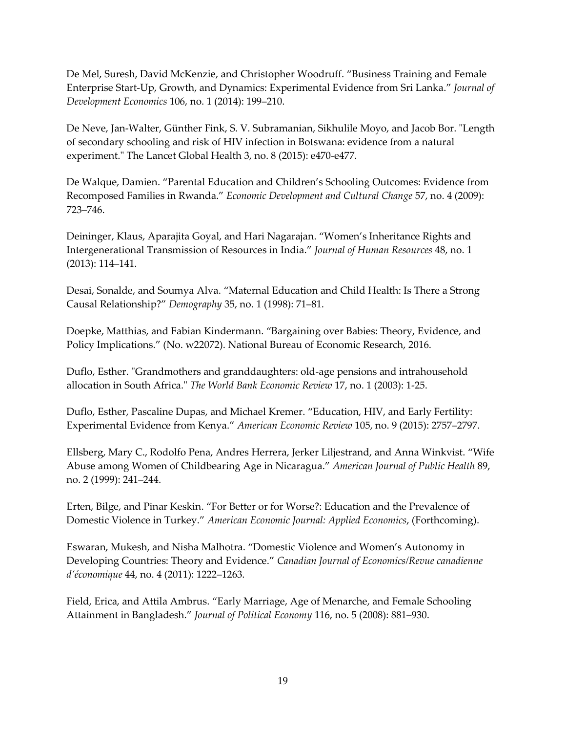De Mel, Suresh, David McKenzie, and Christopher Woodruff. “Business Training and Female Enterprise Start-Up, Growth, and Dynamics: Experimental Evidence from Sri Lanka.” *Journal of Development Economics* 106, no. 1 (2014): 199–210.

De Neve, Jan-Walter, Günther Fink, S. V. Subramanian, Sikhulile Moyo, and Jacob Bor. "Length of secondary schooling and risk of HIV infection in Botswana: evidence from a natural experiment." The Lancet Global Health 3, no. 8 (2015): e470-e477.

De Walque, Damien. “Parental Education and Children’s Schooling Outcomes: Evidence from Recomposed Families in Rwanda.” *Economic Development and Cultural Change* 57, no. 4 (2009): 723–746.

Deininger, Klaus, Aparajita Goyal, and Hari Nagarajan. “Women’s Inheritance Rights and Intergenerational Transmission of Resources in India.” *Journal of Human Resources* 48, no. 1 (2013): 114–141.

Desai, Sonalde, and Soumya Alva. “Maternal Education and Child Health: Is There a Strong Causal Relationship?” *Demography* 35, no. 1 (1998): 71–81.

Doepke, Matthias, and Fabian Kindermann. “Bargaining over Babies: Theory, Evidence, and Policy Implications.” (No. w22072). National Bureau of Economic Research, 2016.

Duflo, Esther. "Grandmothers and granddaughters: old-age pensions and intrahousehold allocation in South Africa." *The World Bank Economic Review* 17, no. 1 (2003): 1-25.

Duflo, Esther, Pascaline Dupas, and Michael Kremer. “Education, HIV, and Early Fertility: Experimental Evidence from Kenya.” *American Economic Review* 105, no. 9 (2015): 2757–2797.

Ellsberg, Mary C., Rodolfo Pena, Andres Herrera, Jerker Liljestrand, and Anna Winkvist. “Wife Abuse among Women of Childbearing Age in Nicaragua.” *American Journal of Public Health* 89, no. 2 (1999): 241–244.

Erten, Bilge, and Pinar Keskin. “For Better or for Worse?: Education and the Prevalence of Domestic Violence in Turkey.” *American Economic Journal: Applied Economics*, (Forthcoming).

Eswaran, Mukesh, and Nisha Malhotra. “Domestic Violence and Women’s Autonomy in Developing Countries: Theory and Evidence.” *Canadian Journal of Economics/Revue canadienne d’économique* 44, no. 4 (2011): 1222–1263.

Field, Erica, and Attila Ambrus. “Early Marriage, Age of Menarche, and Female Schooling Attainment in Bangladesh.” *Journal of Political Economy* 116, no. 5 (2008): 881–930.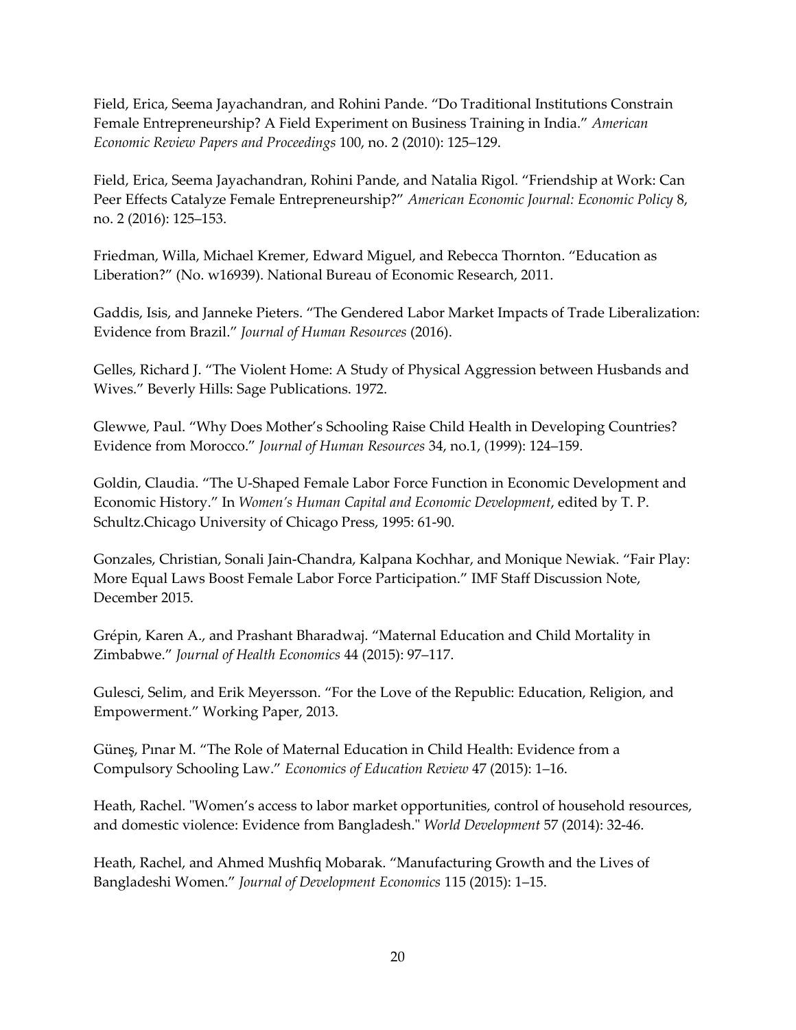Field, Erica, Seema Jayachandran, and Rohini Pande. "Do Traditional Institutions Constrain Female Entrepreneurship? A Field Experiment on Business Training in India." *American Economic Review Papers and Proceedings* 100, no. 2 (2010): 125–129.

Field, Erica, Seema Jayachandran, Rohini Pande, and Natalia Rigol. "Friendship at Work: Can Peer Effects Catalyze Female Entrepreneurship?" *American Economic Journal: Economic Policy* 8, no. 2 (2016): 125–153.

Friedman, Willa, Michael Kremer, Edward Miguel, and Rebecca Thornton. "Education as Liberation?" (No. w16939). National Bureau of Economic Research, 2011.

Gaddis, Isis, and Janneke Pieters. "The Gendered Labor Market Impacts of Trade Liberalization: Evidence from Brazil." *Journal of Human Resources* (2016).

Gelles, Richard J. "The Violent Home: A Study of Physical Aggression between Husbands and Wives." Beverly Hills: Sage Publications. 1972.

Glewwe, Paul. "Why Does Mother's Schooling Raise Child Health in Developing Countries? Evidence from Morocco." *Journal of Human Resources* 34, no.1, (1999): 124–159.

Goldin, Claudia. "The U-Shaped Female Labor Force Function in Economic Development and Economic History." In *Women's Human Capital and Economic Development*, edited by T. P. Schultz.Chicago University of Chicago Press, 1995: 61-90.

Gonzales, Christian, Sonali Jain-Chandra, Kalpana Kochhar, and Monique Newiak. "Fair Play: More Equal Laws Boost Female Labor Force Participation." IMF Staff Discussion Note, December 2015.

Grépin, Karen A., and Prashant Bharadwaj. "Maternal Education and Child Mortality in Zimbabwe." *Journal of Health Economics* 44 (2015): 97–117.

Gulesci, Selim, and Erik Meyersson. "For the Love of the Republic: Education, Religion, and Empowerment." Working Paper, 2013.

Güneş, Pınar M. "The Role of Maternal Education in Child Health: Evidence from a Compulsory Schooling Law." *Economics of Education Review* 47 (2015): 1–16.

Heath, Rachel. "Women's access to labor market opportunities, control of household resources, and domestic violence: Evidence from Bangladesh." *World Development* 57 (2014): 32-46.

Heath, Rachel, and Ahmed Mushfiq Mobarak. "Manufacturing Growth and the Lives of Bangladeshi Women." *Journal of Development Economics* 115 (2015): 1–15.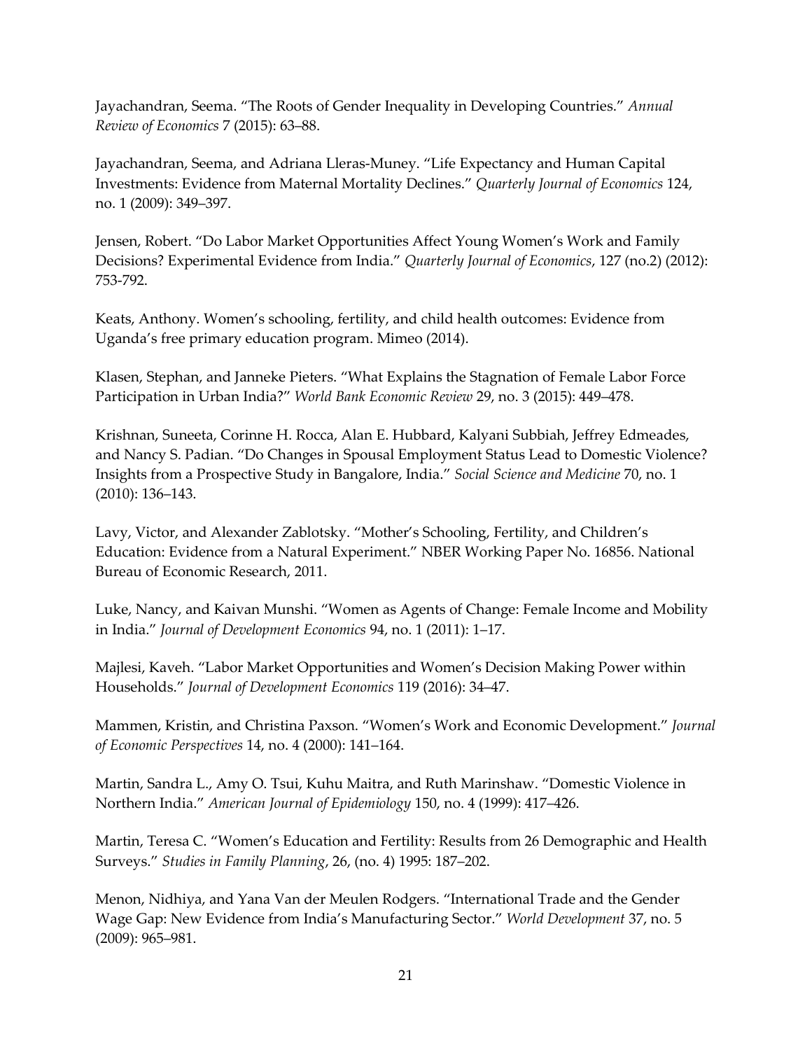Jayachandran, Seema. "The Roots of Gender Inequality in Developing Countries." *Annual Review of Economics* 7 (2015): 63–88.

Jayachandran, Seema, and Adriana Lleras-Muney. "Life Expectancy and Human Capital Investments: Evidence from Maternal Mortality Declines." *Quarterly Journal of Economics* 124, no. 1 (2009): 349–397.

Jensen, Robert. "Do Labor Market Opportunities Affect Young Women's Work and Family Decisions? Experimental Evidence from India." *Quarterly Journal of Economics*, 127 (no.2) (2012): 753-792.

Keats, Anthony. Women's schooling, fertility, and child health outcomes: Evidence from Uganda's free primary education program. Mimeo (2014).

Klasen, Stephan, and Janneke Pieters. "What Explains the Stagnation of Female Labor Force Participation in Urban India?" *World Bank Economic Review* 29, no. 3 (2015): 449–478.

Krishnan, Suneeta, Corinne H. Rocca, Alan E. Hubbard, Kalyani Subbiah, Jeffrey Edmeades, and Nancy S. Padian. "Do Changes in Spousal Employment Status Lead to Domestic Violence? Insights from a Prospective Study in Bangalore, India." *Social Science and Medicine* 70, no. 1 (2010): 136–143.

Lavy, Victor, and Alexander Zablotsky. "Mother's Schooling, Fertility, and Children's Education: Evidence from a Natural Experiment." NBER Working Paper No. 16856. National Bureau of Economic Research, 2011.

Luke, Nancy, and Kaivan Munshi. "Women as Agents of Change: Female Income and Mobility in India." *Journal of Development Economics* 94, no. 1 (2011): 1–17.

Majlesi, Kaveh. "Labor Market Opportunities and Women's Decision Making Power within Households." *Journal of Development Economics* 119 (2016): 34–47.

Mammen, Kristin, and Christina Paxson. "Women's Work and Economic Development." *Journal of Economic Perspectives* 14, no. 4 (2000): 141–164.

Martin, Sandra L., Amy O. Tsui, Kuhu Maitra, and Ruth Marinshaw. "Domestic Violence in Northern India." *American Journal of Epidemiology* 150, no. 4 (1999): 417–426.

Martin, Teresa C. "Women's Education and Fertility: Results from 26 Demographic and Health Surveys." *Studies in Family Planning*, 26, (no. 4) 1995: 187–202.

Menon, Nidhiya, and Yana Van der Meulen Rodgers. "International Trade and the Gender Wage Gap: New Evidence from India's Manufacturing Sector." *World Development* 37, no. 5 (2009): 965–981.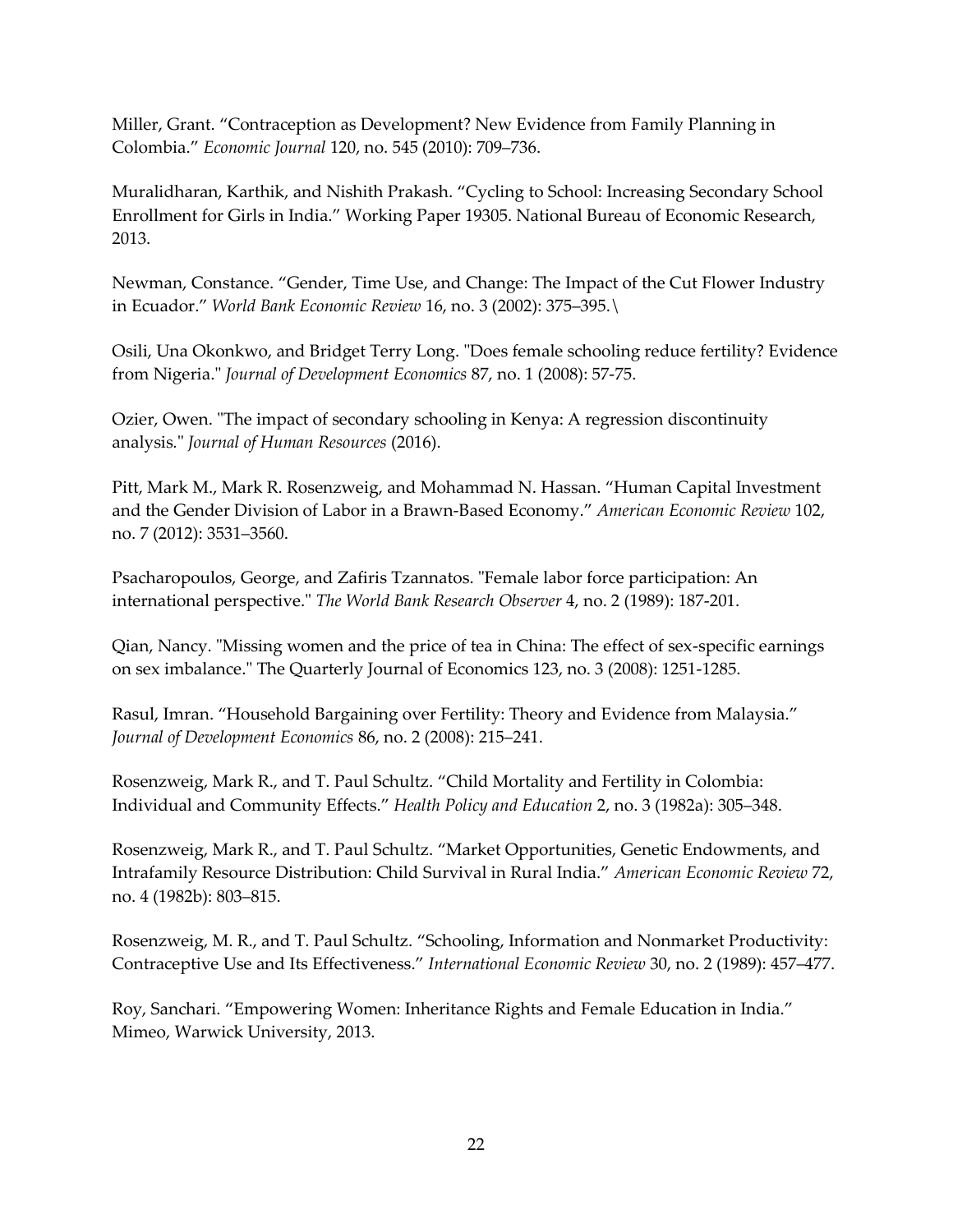Miller, Grant. "Contraception as Development? New Evidence from Family Planning in Colombia." *Economic Journal* 120, no. 545 (2010): 709–736.

Muralidharan, Karthik, and Nishith Prakash. "Cycling to School: Increasing Secondary School Enrollment for Girls in India." Working Paper 19305. National Bureau of Economic Research, 2013.

Newman, Constance. "Gender, Time Use, and Change: The Impact of the Cut Flower Industry in Ecuador." *World Bank Economic Review* 16, no. 3 (2002): 375–395.\

Osili, Una Okonkwo, and Bridget Terry Long. "Does female schooling reduce fertility? Evidence from Nigeria." *Journal of Development Economics* 87, no. 1 (2008): 57-75.

Ozier, Owen. "The impact of secondary schooling in Kenya: A regression discontinuity analysis." *Journal of Human Resources* (2016).

Pitt, Mark M., Mark R. Rosenzweig, and Mohammad N. Hassan. "Human Capital Investment and the Gender Division of Labor in a Brawn-Based Economy." *American Economic Review* 102, no. 7 (2012): 3531–3560.

Psacharopoulos, George, and Zafiris Tzannatos. "Female labor force participation: An international perspective." *The World Bank Research Observer* 4, no. 2 (1989): 187-201.

Qian, Nancy. "Missing women and the price of tea in China: The effect of sex-specific earnings on sex imbalance." The Quarterly Journal of Economics 123, no. 3 (2008): 1251-1285.

Rasul, Imran. "Household Bargaining over Fertility: Theory and Evidence from Malaysia." *Journal of Development Economics* 86, no. 2 (2008): 215–241.

Rosenzweig, Mark R., and T. Paul Schultz. "Child Mortality and Fertility in Colombia: Individual and Community Effects." *Health Policy and Education* 2, no. 3 (1982a): 305–348.

Rosenzweig, Mark R., and T. Paul Schultz. "Market Opportunities, Genetic Endowments, and Intrafamily Resource Distribution: Child Survival in Rural India." *American Economic Review* 72, no. 4 (1982b): 803–815.

Rosenzweig, M. R., and T. Paul Schultz. "Schooling, Information and Nonmarket Productivity: Contraceptive Use and Its Effectiveness." *International Economic Review* 30, no. 2 (1989): 457–477.

Roy, Sanchari. "Empowering Women: Inheritance Rights and Female Education in India." Mimeo, Warwick University, 2013.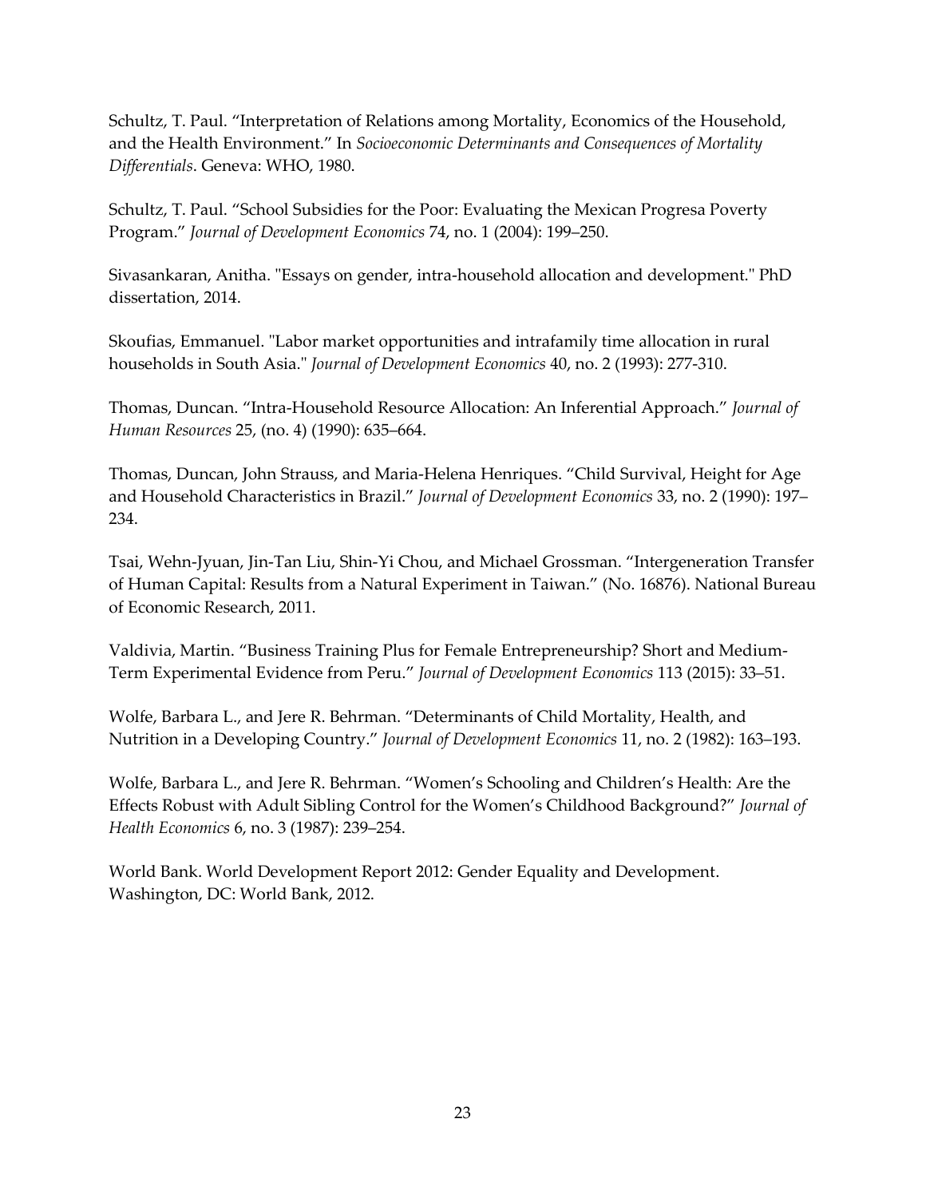Schultz, T. Paul. “Interpretation of Relations among Mortality, Economics of the Household, and the Health Environment.” In *Socioeconomic Determinants and Consequences of Mortality Differentials*. Geneva: WHO, 1980.

Schultz, T. Paul. “School Subsidies for the Poor: Evaluating the Mexican Progresa Poverty Program.” *Journal of Development Economics* 74, no. 1 (2004): 199–250.

Sivasankaran, Anitha. "Essays on gender, intra-household allocation and development." PhD dissertation, 2014.

Skoufias, Emmanuel. "Labor market opportunities and intrafamily time allocation in rural households in South Asia." *Journal of Development Economics* 40, no. 2 (1993): 277-310.

Thomas, Duncan. “Intra-Household Resource Allocation: An Inferential Approach.” *Journal of Human Resources* 25, (no. 4) (1990): 635–664.

Thomas, Duncan, John Strauss, and Maria-Helena Henriques. “Child Survival, Height for Age and Household Characteristics in Brazil.” *Journal of Development Economics* 33, no. 2 (1990): 197–234.

Tsai, Wehn-Jyuan, Jin-Tan Liu, Shin-Yi Chou, and Michael Grossman. “Intergeneration Transfer of Human Capital: Results from a Natural Experiment in Taiwan.” (No. 16876). National Bureau of Economic Research, 2011.

Valdivia, Martin. “Business Training Plus for Female Entrepreneurship? Short and Medium-Term Experimental Evidence from Peru.” *Journal of Development Economics* 113 (2015): 33–51.

Wolfe, Barbara L., and Jere R. Behrman. “Determinants of Child Mortality, Health, and Nutrition in a Developing Country.” *Journal of Development Economics* 11, no. 2 (1982): 163–193.

Wolfe, Barbara L., and Jere R. Behrman. “Women’s Schooling and Children’s Health: Are the Effects Robust with Adult Sibling Control for the Women’s Childhood Background?” *Journal of Health Economics* 6, no. 3 (1987): 239–254.

World Bank. World Development Report 2012: Gender Equality and Development. Washington, DC: World Bank, 2012.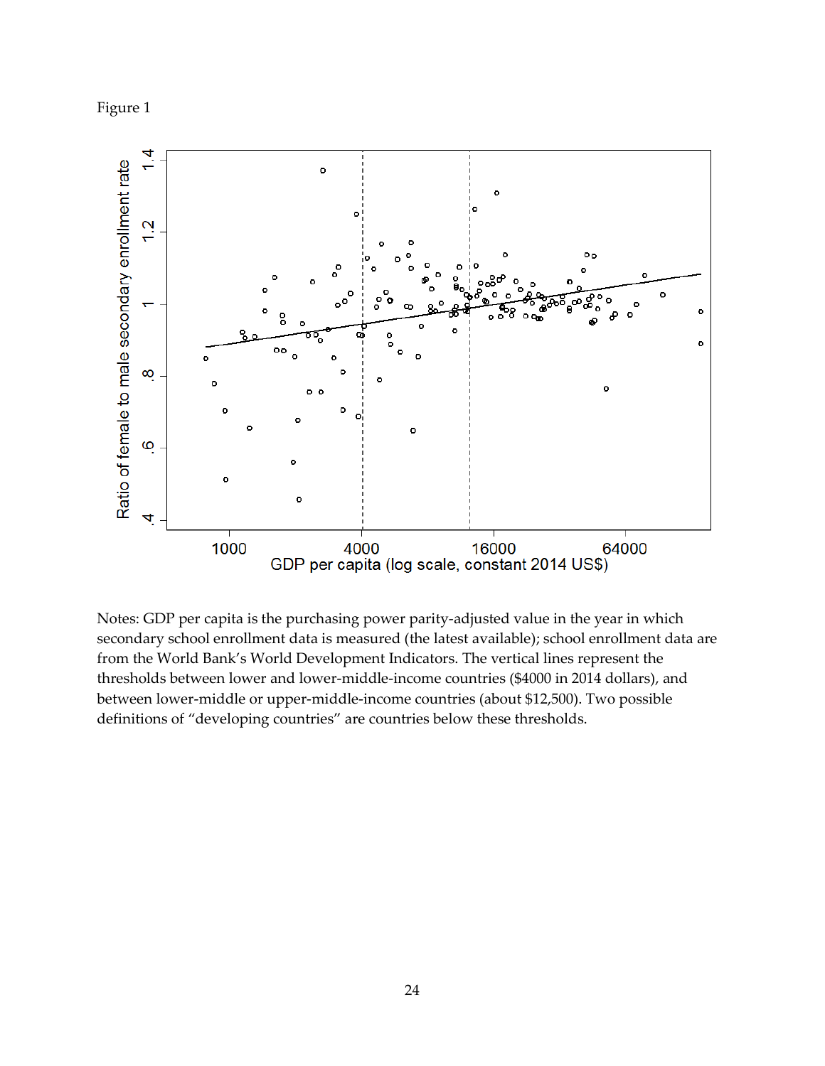Figure 1

Notes: GDP per capita is the purchasing power parity-adjusted value in the year in which secondary school enrollment data is measured (the latest available); school enrollment data are from the World Bank's World Development Indicators. The vertical lines represent the thresholds between lower and lower-middle-income countries ($4000 in 2014 dollars), and between lower-middle or upper-middle-income countries (about $12,500). Two possible definitions of "developing countries" are countries below these thresholds.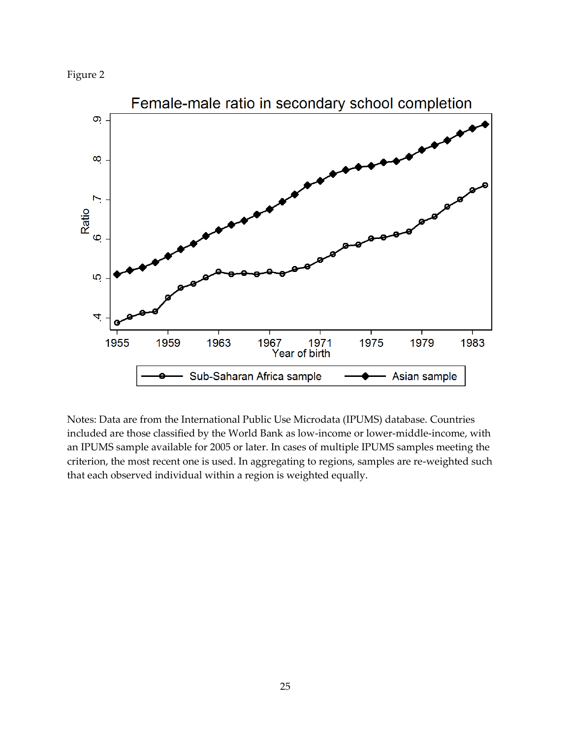Figure 2

Notes: Data are from the International Public Use Microdata (IPUMS) database. Countries included are those classified by the World Bank as low-income or lower-middle-income, with an IPUMS sample available for 2005 or later. In cases of multiple IPUMS samples meeting the criterion, the most recent one is used. In aggregating to regions, samples are re-weighted such that each observed individual within a region is weighted equally.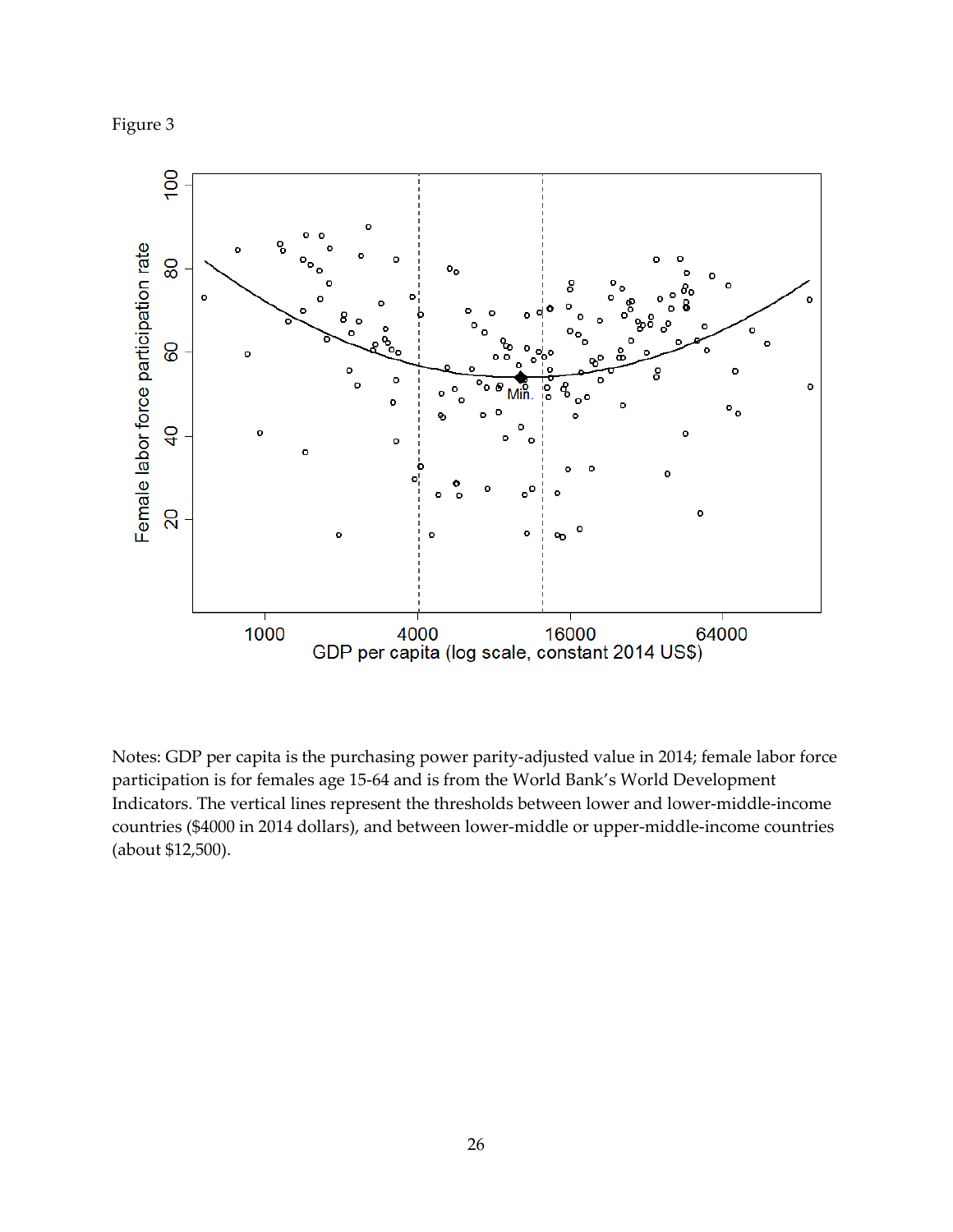Figure 3

Notes: GDP per capita is the purchasing power parity-adjusted value in 2014; female labor force participation is for females age 15-64 and is from the World Bank's World Development Indicators. The vertical lines represent the thresholds between lower and lower-middle-income countries ($4000 in 2014 dollars), and between lower-middle or upper-middle-income countries (about $12,500).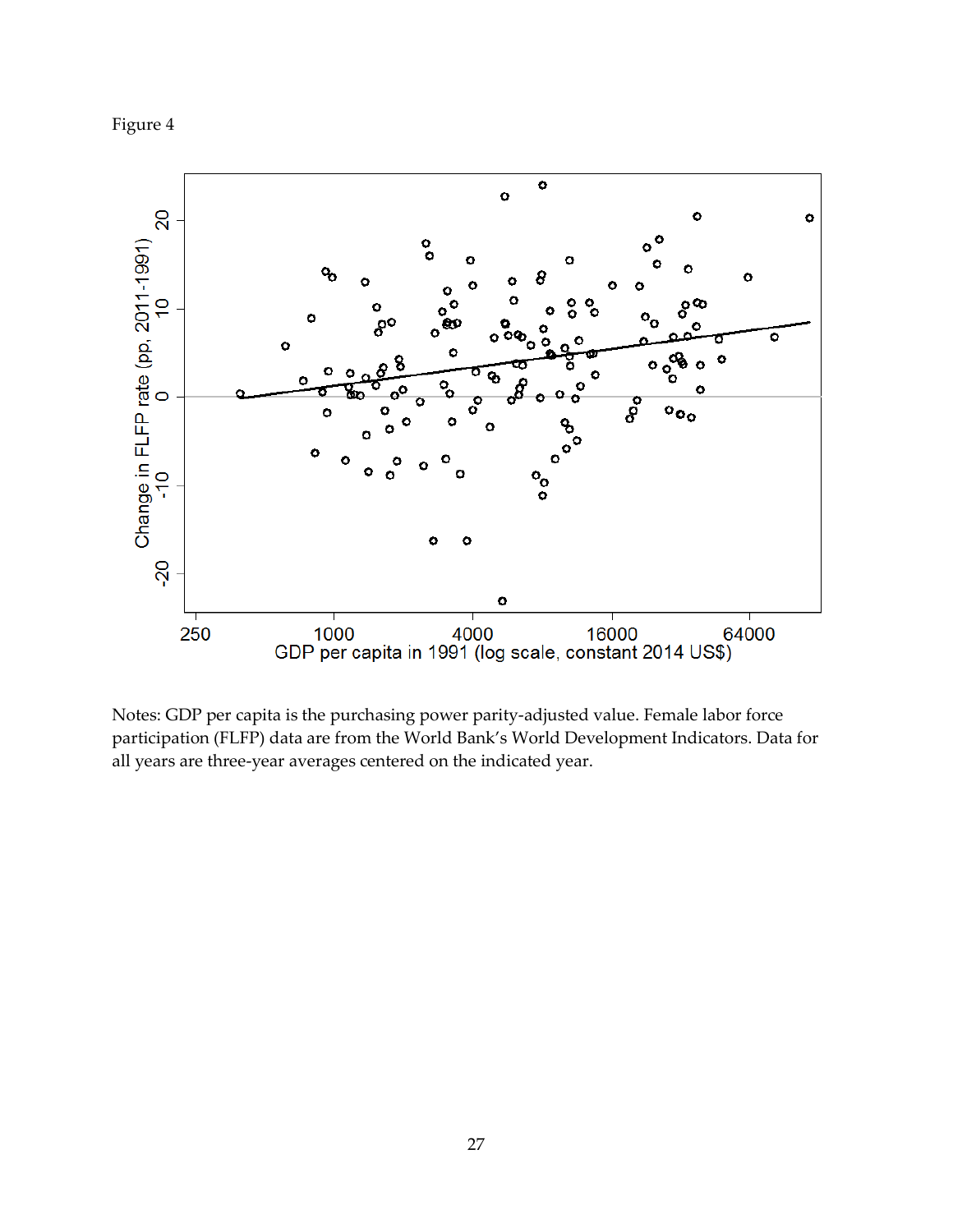Figure 4

Notes: GDP per capita is the purchasing power parity-adjusted value. Female labor force participation (FLFP) data are from the World Bank's World Development Indicators. Data for all years are three-year averages centered on the indicated year.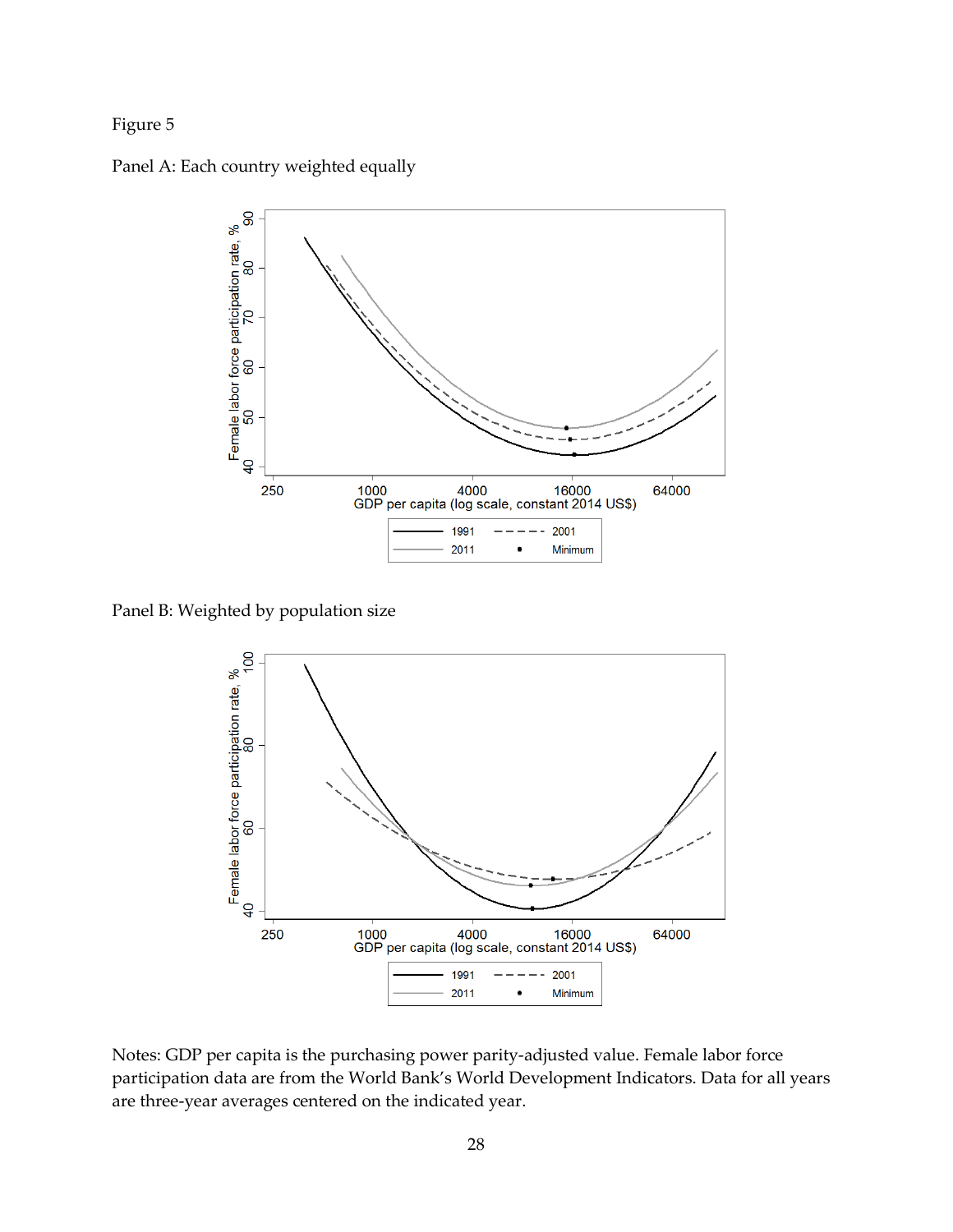Figure 5

Panel A: Each country weighted equally

Female labor force participation rate, %

40
50
60
70
80
90

250
1000
4000
16000
64000

GDP per capita (log scale, constant 2014 US$)

1991
2001
2011
Minimum

Panel B: Weighted by population size

Female labor force participation rate, %

40
60
80
100

250
1000
4000
16000
64000

GDP per capita (log scale, constant 2014 US$)

1991
2001
2011
Minimum

Notes: GDP per capita is the purchasing power parity-adjusted value. Female labor force participation data are from the World Bank's World Development Indicators. Data for all years are three-year averages centered on the indicated year.